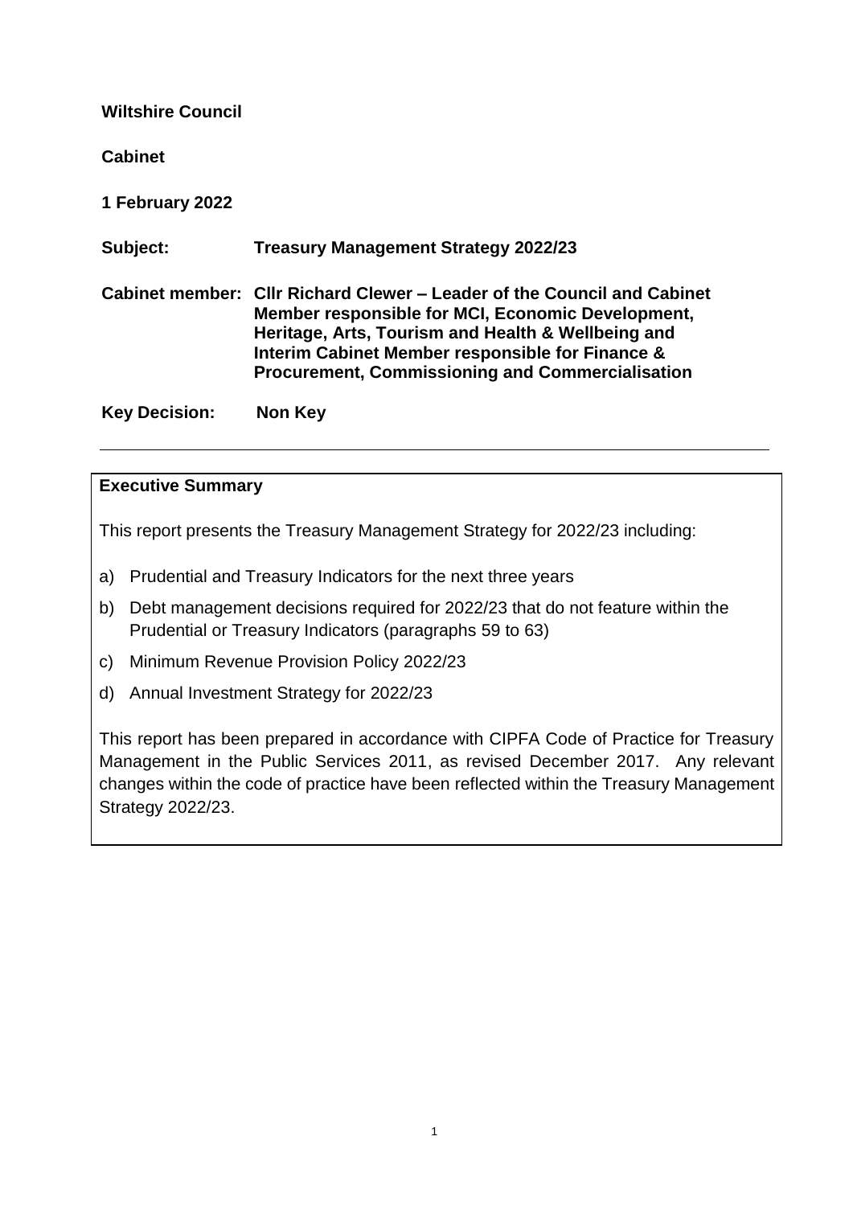**Wiltshire Council**

**Cabinet**

**1 February 2022**

**Subject:** **Treasury Management Strategy 2022/23**

**Cabinet member:** **Cllr Richard Clewer – Leader of the Council and Cabinet Member responsible for MCI, Economic Development, Heritage, Arts, Tourism and Health & Wellbeing and Interim Cabinet Member responsible for Finance & Procurement, Commissioning and Commercialisation**

**Key Decision:** **Non Key**

---

**Executive Summary**

This report presents the Treasury Management Strategy for 2022/23 including:

a) Prudential and Treasury Indicators for the next three years
b) Debt management decisions required for 2022/23 that do not feature within the Prudential or Treasury Indicators (paragraphs 59 to 63)
c) Minimum Revenue Provision Policy 2022/23
d) Annual Investment Strategy for 2022/23

This report has been prepared in accordance with CIPFA Code of Practice for Treasury Management in the Public Services 2011, as revised December 2017. Any relevant changes within the code of practice have been reflected within the Treasury Management Strategy 2022/23.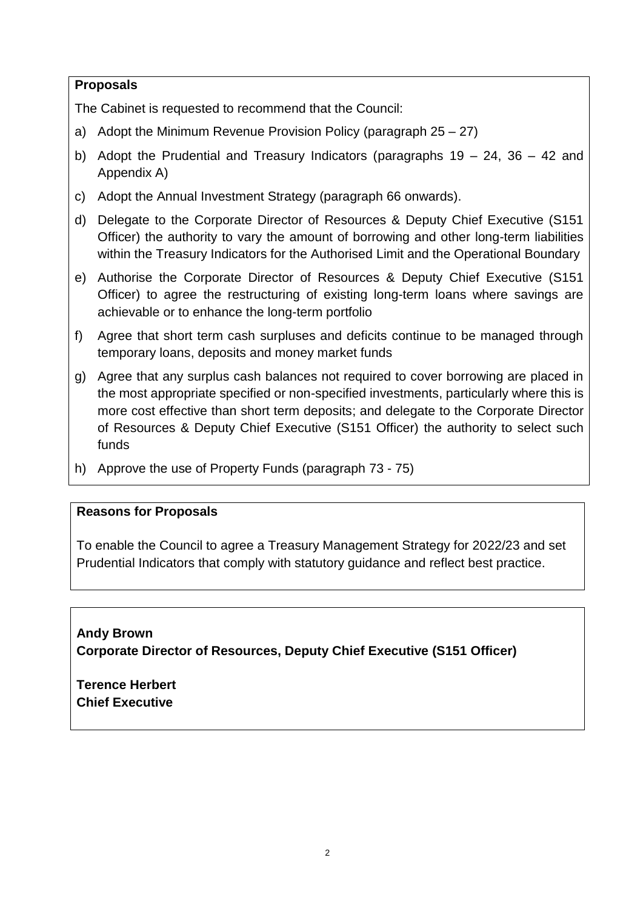**Proposals**

The Cabinet is requested to recommend that the Council:

a) Adopt the Minimum Revenue Provision Policy (paragraph 25 – 27)

b) Adopt the Prudential and Treasury Indicators (paragraphs 19 – 24, 36 – 42 and Appendix A)

c) Adopt the Annual Investment Strategy (paragraph 66 onwards).

d) Delegate to the Corporate Director of Resources & Deputy Chief Executive (S151 Officer) the authority to vary the amount of borrowing and other long-term liabilities within the Treasury Indicators for the Authorised Limit and the Operational Boundary

e) Authorise the Corporate Director of Resources & Deputy Chief Executive (S151 Officer) to agree the restructuring of existing long-term loans where savings are achievable or to enhance the long-term portfolio

f) Agree that short term cash surpluses and deficits continue to be managed through temporary loans, deposits and money market funds

g) Agree that any surplus cash balances not required to cover borrowing are placed in the most appropriate specified or non-specified investments, particularly where this is more cost effective than short term deposits; and delegate to the Corporate Director of Resources & Deputy Chief Executive (S151 Officer) the authority to select such funds

h) Approve the use of Property Funds (paragraph 73 - 75)

**Reasons for Proposals**

To enable the Council to agree a Treasury Management Strategy for 2022/23 and set Prudential Indicators that comply with statutory guidance and reflect best practice.

**Andy Brown**
**Corporate Director of Resources, Deputy Chief Executive (S151 Officer)**

**Terence Herbert**
**Chief Executive**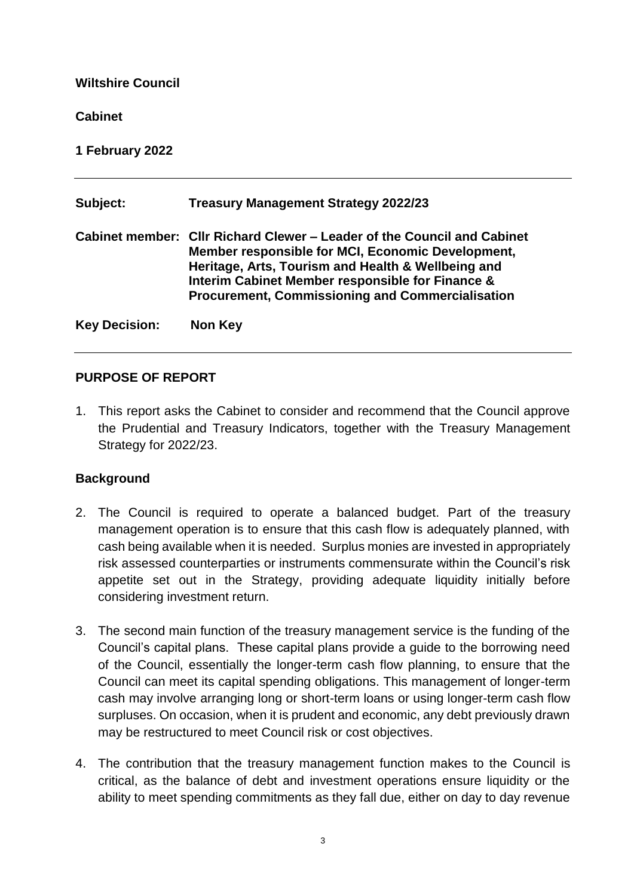**Wiltshire Council**

**Cabinet**

**1 February 2022**

---

| | |
|---|---|
| **Subject:** | **Treasury Management Strategy 2022/23** |
| **Cabinet member:** | **Cllr Richard Clewer – Leader of the Council and Cabinet Member responsible for MCI, Economic Development, Heritage, Arts, Tourism and Health & Wellbeing and Interim Cabinet Member responsible for Finance & Procurement, Commissioning and Commercialisation** |
| **Key Decision:** | **Non Key** |

---

## PURPOSE OF REPORT

1. This report asks the Cabinet to consider and recommend that the Council approve the Prudential and Treasury Indicators, together with the Treasury Management Strategy for 2022/23.

## Background

2. The Council is required to operate a balanced budget. Part of the treasury management operation is to ensure that this cash flow is adequately planned, with cash being available when it is needed. Surplus monies are invested in appropriately risk assessed counterparties or instruments commensurate within the Council's risk appetite set out in the Strategy, providing adequate liquidity initially before considering investment return.

3. The second main function of the treasury management service is the funding of the Council's capital plans. These capital plans provide a guide to the borrowing need of the Council, essentially the longer-term cash flow planning, to ensure that the Council can meet its capital spending obligations. This management of longer-term cash may involve arranging long or short-term loans or using longer-term cash flow surpluses. On occasion, when it is prudent and economic, any debt previously drawn may be restructured to meet Council risk or cost objectives.

4. The contribution that the treasury management function makes to the Council is critical, as the balance of debt and investment operations ensure liquidity or the ability to meet spending commitments as they fall due, either on day to day revenue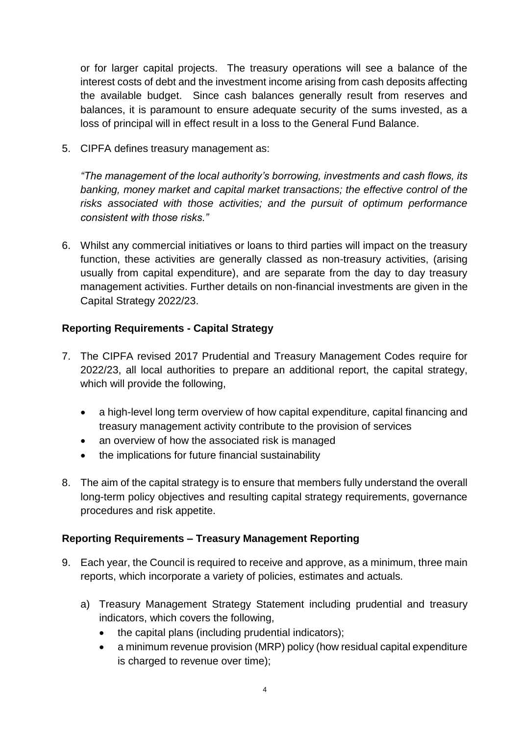or for larger capital projects. The treasury operations will see a balance of the interest costs of debt and the investment income arising from cash deposits affecting the available budget. Since cash balances generally result from reserves and balances, it is paramount to ensure adequate security of the sums invested, as a loss of principal will in effect result in a loss to the General Fund Balance.

5. CIPFA defines treasury management as:

   *"The management of the local authority's borrowing, investments and cash flows, its banking, money market and capital market transactions; the effective control of the risks associated with those activities; and the pursuit of optimum performance consistent with those risks."*

6. Whilst any commercial initiatives or loans to third parties will impact on the treasury function, these activities are generally classed as non-treasury activities, (arising usually from capital expenditure), and are separate from the day to day treasury management activities. Further details on non-financial investments are given in the Capital Strategy 2022/23.

**Reporting Requirements - Capital Strategy**

7. The CIPFA revised 2017 Prudential and Treasury Management Codes require for 2022/23, all local authorities to prepare an additional report, the capital strategy, which will provide the following,

   - a high-level long term overview of how capital expenditure, capital financing and treasury management activity contribute to the provision of services
   - an overview of how the associated risk is managed
   - the implications for future financial sustainability

8. The aim of the capital strategy is to ensure that members fully understand the overall long-term policy objectives and resulting capital strategy requirements, governance procedures and risk appetite.

**Reporting Requirements – Treasury Management Reporting**

9. Each year, the Council is required to receive and approve, as a minimum, three main reports, which incorporate a variety of policies, estimates and actuals.

   a) Treasury Management Strategy Statement including prudential and treasury indicators, which covers the following,
      - the capital plans (including prudential indicators);
      - a minimum revenue provision (MRP) policy (how residual capital expenditure is charged to revenue over time);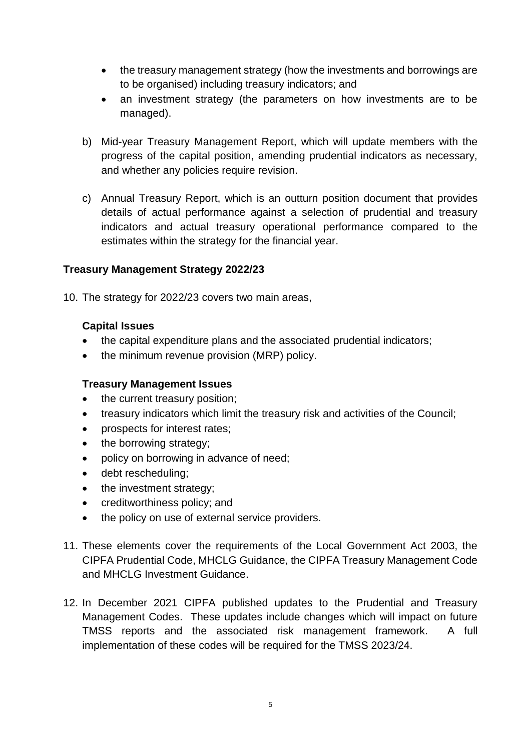- the treasury management strategy (how the investments and borrowings are to be organised) including treasury indicators; and
- an investment strategy (the parameters on how investments are to be managed).

b) Mid-year Treasury Management Report, which will update members with the progress of the capital position, amending prudential indicators as necessary, and whether any policies require revision.

c) Annual Treasury Report, which is an outturn position document that provides details of actual performance against a selection of prudential and treasury indicators and actual treasury operational performance compared to the estimates within the strategy for the financial year.

**Treasury Management Strategy 2022/23**

10. The strategy for 2022/23 covers two main areas,

**Capital Issues**

- the capital expenditure plans and the associated prudential indicators;
- the minimum revenue provision (MRP) policy.

**Treasury Management Issues**

- the current treasury position;
- treasury indicators which limit the treasury risk and activities of the Council;
- prospects for interest rates;
- the borrowing strategy;
- policy on borrowing in advance of need;
- debt rescheduling;
- the investment strategy;
- creditworthiness policy; and
- the policy on use of external service providers.

11. These elements cover the requirements of the Local Government Act 2003, the CIPFA Prudential Code, MHCLG Guidance, the CIPFA Treasury Management Code and MHCLG Investment Guidance.

12. In December 2021 CIPFA published updates to the Prudential and Treasury Management Codes. These updates include changes which will impact on future TMSS reports and the associated risk management framework. A full implementation of these codes will be required for the TMSS 2023/24.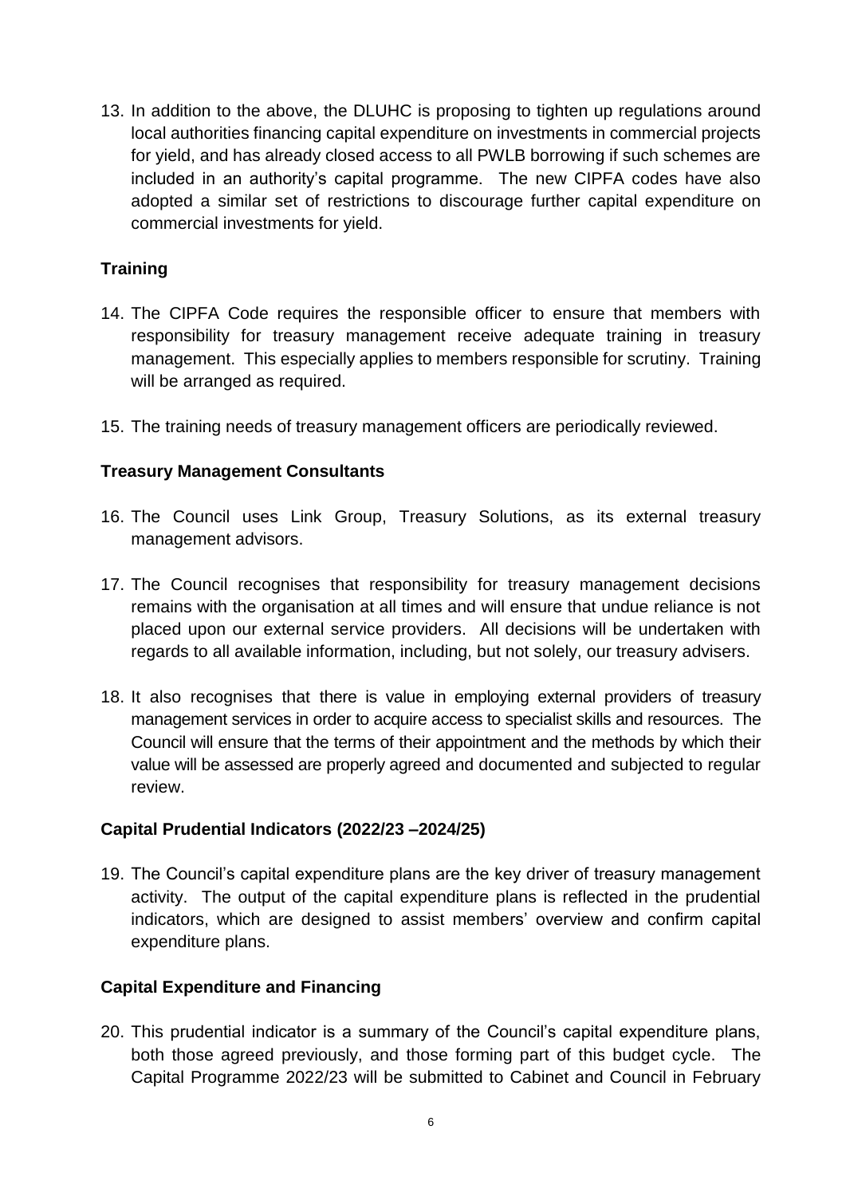13. In addition to the above, the DLUHC is proposing to tighten up regulations around local authorities financing capital expenditure on investments in commercial projects for yield, and has already closed access to all PWLB borrowing if such schemes are included in an authority's capital programme. The new CIPFA codes have also adopted a similar set of restrictions to discourage further capital expenditure on commercial investments for yield.

**Training**

14. The CIPFA Code requires the responsible officer to ensure that members with responsibility for treasury management receive adequate training in treasury management. This especially applies to members responsible for scrutiny. Training will be arranged as required.

15. The training needs of treasury management officers are periodically reviewed.

**Treasury Management Consultants**

16. The Council uses Link Group, Treasury Solutions, as its external treasury management advisors.

17. The Council recognises that responsibility for treasury management decisions remains with the organisation at all times and will ensure that undue reliance is not placed upon our external service providers. All decisions will be undertaken with regards to all available information, including, but not solely, our treasury advisers.

18. It also recognises that there is value in employing external providers of treasury management services in order to acquire access to specialist skills and resources. The Council will ensure that the terms of their appointment and the methods by which their value will be assessed are properly agreed and documented and subjected to regular review.

**Capital Prudential Indicators (2022/23 –2024/25)**

19. The Council's capital expenditure plans are the key driver of treasury management activity. The output of the capital expenditure plans is reflected in the prudential indicators, which are designed to assist members' overview and confirm capital expenditure plans.

**Capital Expenditure and Financing**

20. This prudential indicator is a summary of the Council's capital expenditure plans, both those agreed previously, and those forming part of this budget cycle. The Capital Programme 2022/23 will be submitted to Cabinet and Council in February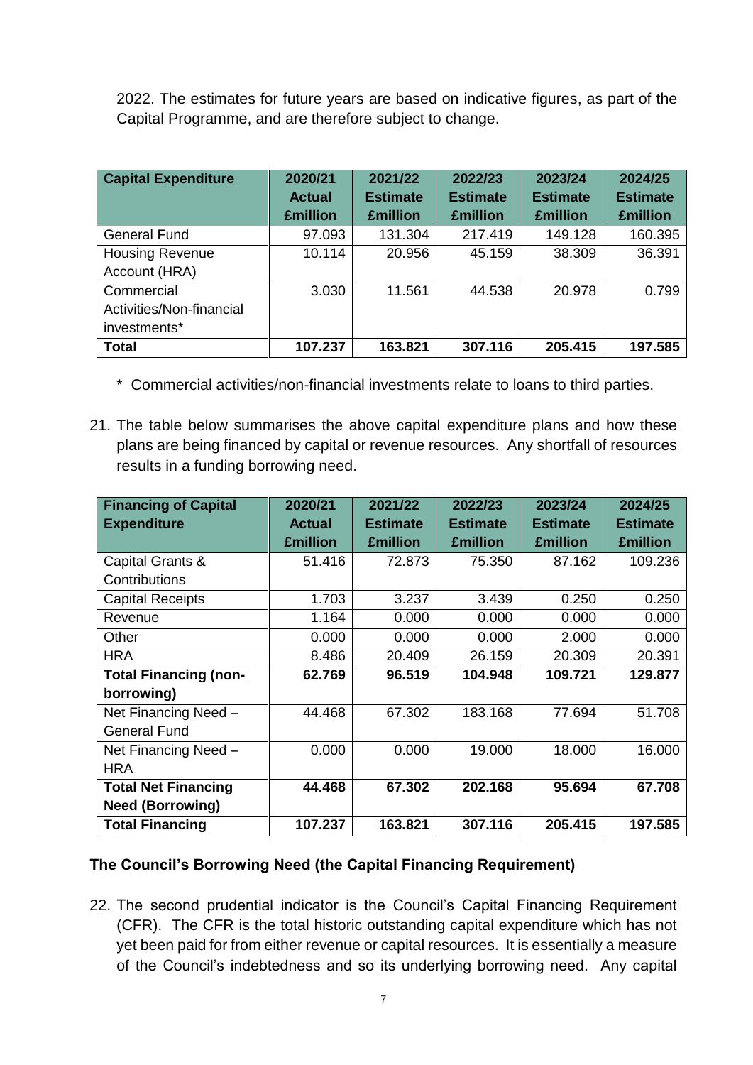2022. The estimates for future years are based on indicative figures, as part of the Capital Programme, and are therefore subject to change.

| **Capital Expenditure** | **2020/21 Actual £million** | **2021/22 Estimate £million** | **2022/23 Estimate £million** | **2023/24 Estimate £million** | **2024/25 Estimate £million** |
|---|---|---|---|---|---|
| General Fund | 97.093 | 131.304 | 217.419 | 149.128 | 160.395 |
| Housing Revenue Account (HRA) | 10.114 | 20.956 | 45.159 | 38.309 | 36.391 |
| Commercial Activities/Non-financial investments* | 3.030 | 11.561 | 44.538 | 20.978 | 0.799 |
| **Total** | **107.237** | **163.821** | **307.116** | **205.415** | **197.585** |

\* Commercial activities/non-financial investments relate to loans to third parties.

21. The table below summarises the above capital expenditure plans and how these plans are being financed by capital or revenue resources. Any shortfall of resources results in a funding borrowing need.

| **Financing of Capital Expenditure** | **2020/21 Actual £million** | **2021/22 Estimate £million** | **2022/23 Estimate £million** | **2023/24 Estimate £million** | **2024/25 Estimate £million** |
|---|---|---|---|---|---|
| Capital Grants & Contributions | 51.416 | 72.873 | 75.350 | 87.162 | 109.236 |
| Capital Receipts | 1.703 | 3.237 | 3.439 | 0.250 | 0.250 |
| Revenue | 1.164 | 0.000 | 0.000 | 0.000 | 0.000 |
| Other | 0.000 | 0.000 | 0.000 | 2.000 | 0.000 |
| HRA | 8.486 | 20.409 | 26.159 | 20.309 | 20.391 |
| **Total Financing (non-borrowing)** | **62.769** | **96.519** | **104.948** | **109.721** | **129.877** |
| Net Financing Need – General Fund | 44.468 | 67.302 | 183.168 | 77.694 | 51.708 |
| Net Financing Need – HRA | 0.000 | 0.000 | 19.000 | 18.000 | 16.000 |
| **Total Net Financing Need (Borrowing)** | **44.468** | **67.302** | **202.168** | **95.694** | **67.708** |
| **Total Financing** | **107.237** | **163.821** | **307.116** | **205.415** | **197.585** |

### The Council's Borrowing Need (the Capital Financing Requirement)

22. The second prudential indicator is the Council's Capital Financing Requirement (CFR). The CFR is the total historic outstanding capital expenditure which has not yet been paid for from either revenue or capital resources. It is essentially a measure of the Council's indebtedness and so its underlying borrowing need. Any capital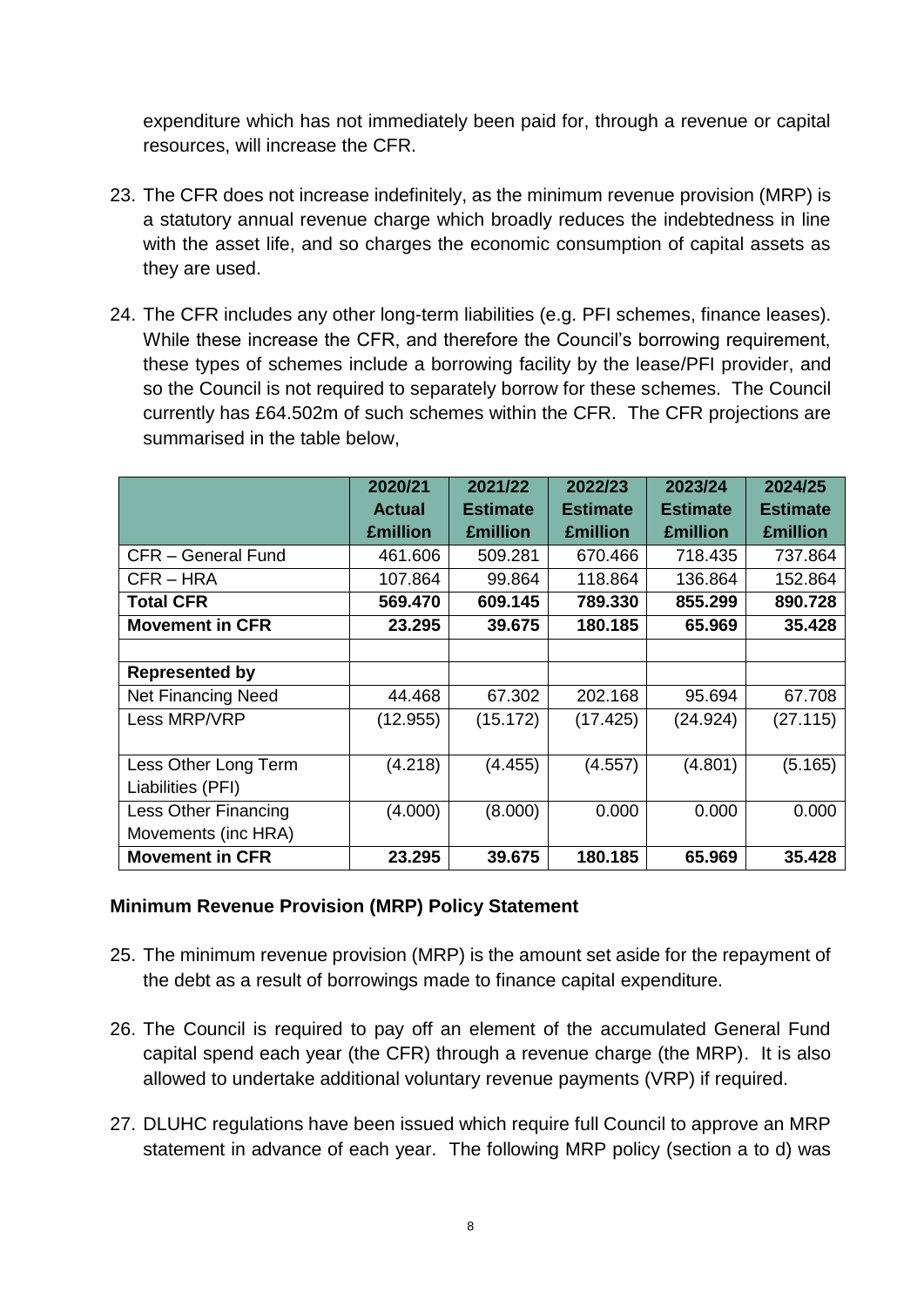expenditure which has not immediately been paid for, through a revenue or capital resources, will increase the CFR.

23. The CFR does not increase indefinitely, as the minimum revenue provision (MRP) is a statutory annual revenue charge which broadly reduces the indebtedness in line with the asset life, and so charges the economic consumption of capital assets as they are used.

24. The CFR includes any other long-term liabilities (e.g. PFI schemes, finance leases). While these increase the CFR, and therefore the Council's borrowing requirement, these types of schemes include a borrowing facility by the lease/PFI provider, and so the Council is not required to separately borrow for these schemes. The Council currently has £64.502m of such schemes within the CFR. The CFR projections are summarised in the table below,

| | **2020/21 Actual £million** | **2021/22 Estimate £million** | **2022/23 Estimate £million** | **2023/24 Estimate £million** | **2024/25 Estimate £million** |
|---|---|---|---|---|---|
| CFR – General Fund | 461.606 | 509.281 | 670.466 | 718.435 | 737.864 |
| CFR – HRA | 107.864 | 99.864 | 118.864 | 136.864 | 152.864 |
| **Total CFR** | **569.470** | **609.145** | **789.330** | **855.299** | **890.728** |
| **Movement in CFR** | **23.295** | **39.675** | **180.185** | **65.969** | **35.428** |
| | | | | | |
| **Represented by** | | | | | |
| Net Financing Need | 44.468 | 67.302 | 202.168 | 95.694 | 67.708 |
| Less MRP/VRP | (12.955) | (15.172) | (17.425) | (24.924) | (27.115) |
| Less Other Long Term Liabilities (PFI) | (4.218) | (4.455) | (4.557) | (4.801) | (5.165) |
| Less Other Financing Movements (inc HRA) | (4.000) | (8.000) | 0.000 | 0.000 | 0.000 |
| **Movement in CFR** | **23.295** | **39.675** | **180.185** | **65.969** | **35.428** |

**Minimum Revenue Provision (MRP) Policy Statement**

25. The minimum revenue provision (MRP) is the amount set aside for the repayment of the debt as a result of borrowings made to finance capital expenditure.

26. The Council is required to pay off an element of the accumulated General Fund capital spend each year (the CFR) through a revenue charge (the MRP). It is also allowed to undertake additional voluntary revenue payments (VRP) if required.

27. DLUHC regulations have been issued which require full Council to approve an MRP statement in advance of each year. The following MRP policy (section a to d) was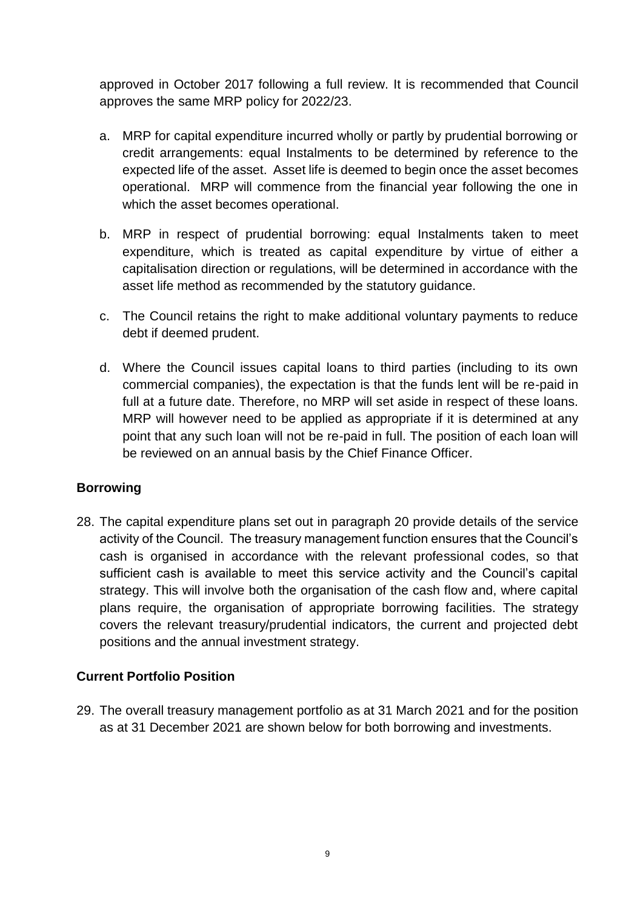approved in October 2017 following a full review. It is recommended that Council approves the same MRP policy for 2022/23.

a. MRP for capital expenditure incurred wholly or partly by prudential borrowing or credit arrangements: equal Instalments to be determined by reference to the expected life of the asset. Asset life is deemed to begin once the asset becomes operational. MRP will commence from the financial year following the one in which the asset becomes operational.

b. MRP in respect of prudential borrowing: equal Instalments taken to meet expenditure, which is treated as capital expenditure by virtue of either a capitalisation direction or regulations, will be determined in accordance with the asset life method as recommended by the statutory guidance.

c. The Council retains the right to make additional voluntary payments to reduce debt if deemed prudent.

d. Where the Council issues capital loans to third parties (including to its own commercial companies), the expectation is that the funds lent will be re-paid in full at a future date. Therefore, no MRP will set aside in respect of these loans. MRP will however need to be applied as appropriate if it is determined at any point that any such loan will not be re-paid in full. The position of each loan will be reviewed on an annual basis by the Chief Finance Officer.

**Borrowing**

28. The capital expenditure plans set out in paragraph 20 provide details of the service activity of the Council. The treasury management function ensures that the Council's cash is organised in accordance with the relevant professional codes, so that sufficient cash is available to meet this service activity and the Council's capital strategy. This will involve both the organisation of the cash flow and, where capital plans require, the organisation of appropriate borrowing facilities. The strategy covers the relevant treasury/prudential indicators, the current and projected debt positions and the annual investment strategy.

**Current Portfolio Position**

29. The overall treasury management portfolio as at 31 March 2021 and for the position as at 31 December 2021 are shown below for both borrowing and investments.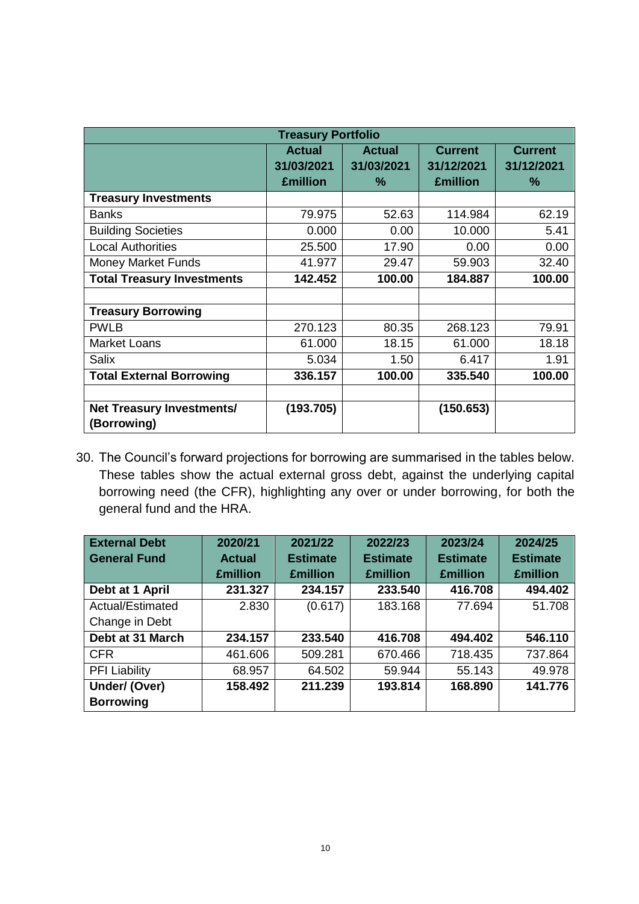| Treasury Portfolio | | | | |
|---|---|---|---|---|
| | **Actual 31/03/2021 £million** | **Actual 31/03/2021 %** | **Current 31/12/2021 £million** | **Current 31/12/2021 %** |
| **Treasury Investments** | | | | |
| Banks | 79.975 | 52.63 | 114.984 | 62.19 |
| Building Societies | 0.000 | 0.00 | 10.000 | 5.41 |
| Local Authorities | 25.500 | 17.90 | 0.00 | 0.00 |
| Money Market Funds | 41.977 | 29.47 | 59.903 | 32.40 |
| **Total Treasury Investments** | **142.452** | **100.00** | **184.887** | **100.00** |
| | | | | |
| **Treasury Borrowing** | | | | |
| PWLB | 270.123 | 80.35 | 268.123 | 79.91 |
| Market Loans | 61.000 | 18.15 | 61.000 | 18.18 |
| Salix | 5.034 | 1.50 | 6.417 | 1.91 |
| **Total External Borrowing** | **336.157** | **100.00** | **335.540** | **100.00** |
| | | | | |
| **Net Treasury Investments/ (Borrowing)** | **(193.705)** | | **(150.653)** | |

30. The Council's forward projections for borrowing are summarised in the tables below. These tables show the actual external gross debt, against the underlying capital borrowing need (the CFR), highlighting any over or under borrowing, for both the general fund and the HRA.

| External Debt General Fund | 2020/21 Actual £million | 2021/22 Estimate £million | 2022/23 Estimate £million | 2023/24 Estimate £million | 2024/25 Estimate £million |
|---|---|---|---|---|---|
| **Debt at 1 April** | **231.327** | **234.157** | **233.540** | **416.708** | **494.402** |
| Actual/Estimated Change in Debt | 2.830 | (0.617) | 183.168 | 77.694 | 51.708 |
| **Debt at 31 March** | **234.157** | **233.540** | **416.708** | **494.402** | **546.110** |
| CFR | 461.606 | 509.281 | 670.466 | 718.435 | 737.864 |
| PFI Liability | 68.957 | 64.502 | 59.944 | 55.143 | 49.978 |
| **Under/ (Over) Borrowing** | **158.492** | **211.239** | **193.814** | **168.890** | **141.776** |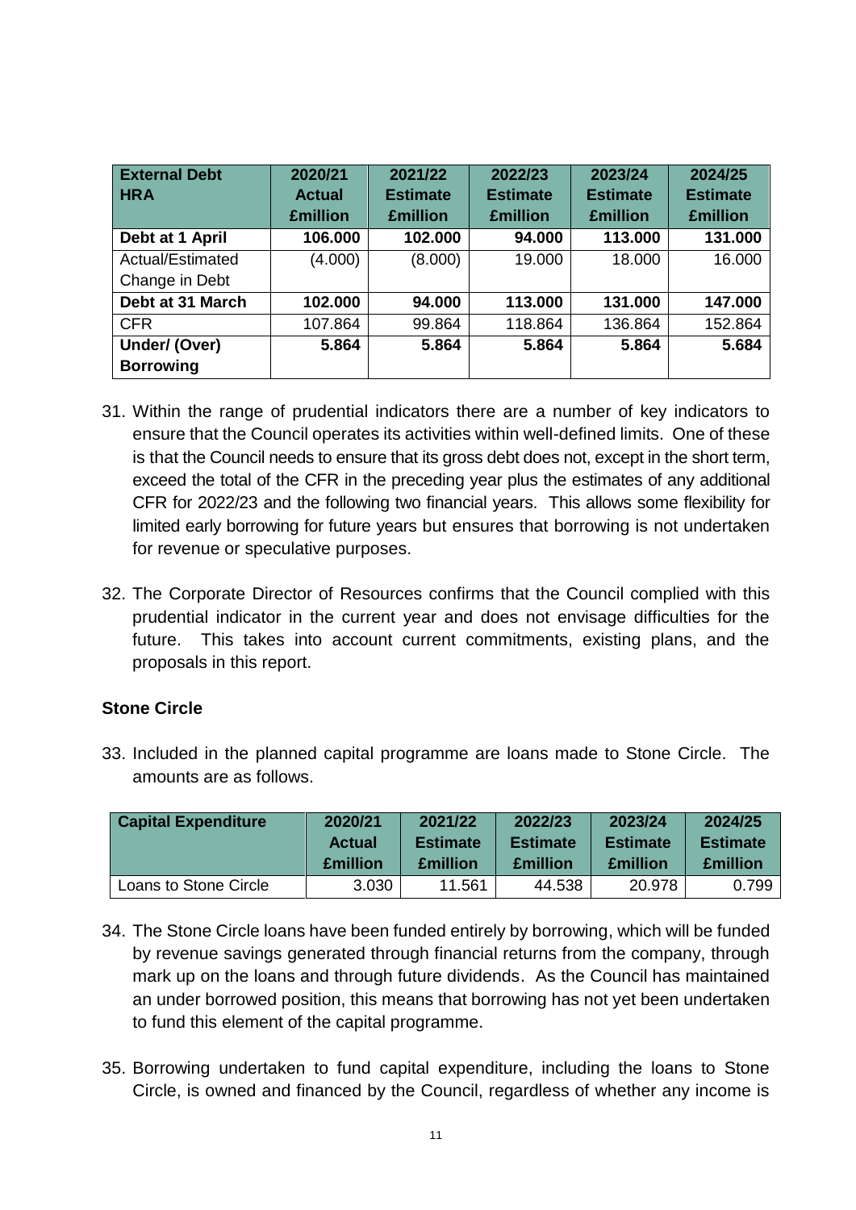| External Debt HRA | 2020/21 Actual £million | 2021/22 Estimate £million | 2022/23 Estimate £million | 2023/24 Estimate £million | 2024/25 Estimate £million |
|---|---|---|---|---|---|
| **Debt at 1 April** | **106.000** | **102.000** | **94.000** | **113.000** | **131.000** |
| Actual/Estimated Change in Debt | (4.000) | (8.000) | 19.000 | 18.000 | 16.000 |
| **Debt at 31 March** | **102.000** | **94.000** | **113.000** | **131.000** | **147.000** |
| CFR | 107.864 | 99.864 | 118.864 | 136.864 | 152.864 |
| **Under/ (Over) Borrowing** | **5.864** | **5.864** | **5.864** | **5.864** | **5.684** |

31. Within the range of prudential indicators there are a number of key indicators to ensure that the Council operates its activities within well-defined limits. One of these is that the Council needs to ensure that its gross debt does not, except in the short term, exceed the total of the CFR in the preceding year plus the estimates of any additional CFR for 2022/23 and the following two financial years. This allows some flexibility for limited early borrowing for future years but ensures that borrowing is not undertaken for revenue or speculative purposes.

32. The Corporate Director of Resources confirms that the Council complied with this prudential indicator in the current year and does not envisage difficulties for the future. This takes into account current commitments, existing plans, and the proposals in this report.

**Stone Circle**

33. Included in the planned capital programme are loans made to Stone Circle. The amounts are as follows.

| Capital Expenditure | 2020/21 Actual £million | 2021/22 Estimate £million | 2022/23 Estimate £million | 2023/24 Estimate £million | 2024/25 Estimate £million |
|---|---|---|---|---|---|
| Loans to Stone Circle | 3.030 | 11.561 | 44.538 | 20.978 | 0.799 |

34. The Stone Circle loans have been funded entirely by borrowing, which will be funded by revenue savings generated through financial returns from the company, through mark up on the loans and through future dividends. As the Council has maintained an under borrowed position, this means that borrowing has not yet been undertaken to fund this element of the capital programme.

35. Borrowing undertaken to fund capital expenditure, including the loans to Stone Circle, is owned and financed by the Council, regardless of whether any income is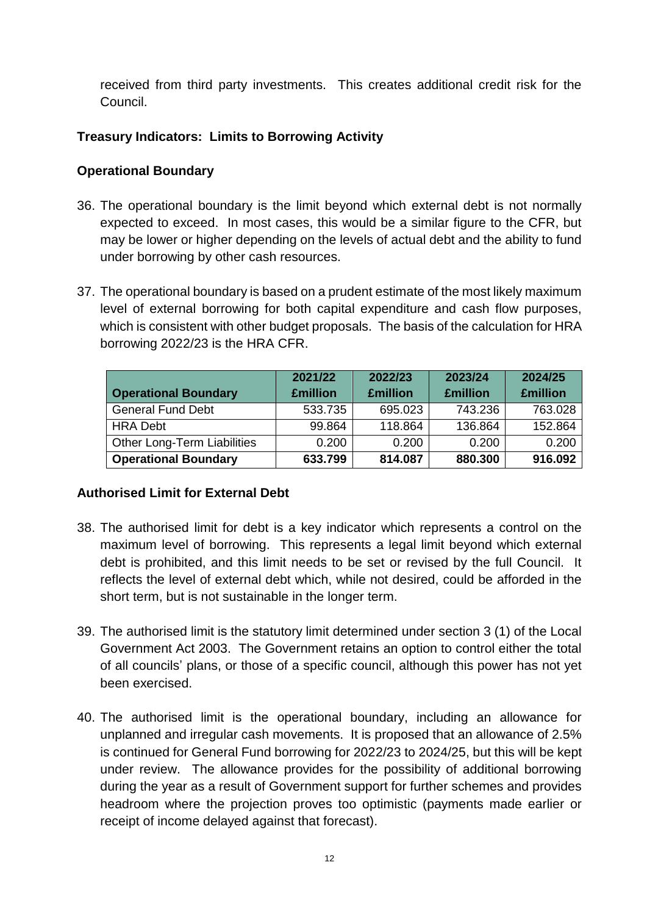received from third party investments. This creates additional credit risk for the Council.

**Treasury Indicators: Limits to Borrowing Activity**

**Operational Boundary**

36. The operational boundary is the limit beyond which external debt is not normally expected to exceed. In most cases, this would be a similar figure to the CFR, but may be lower or higher depending on the levels of actual debt and the ability to fund under borrowing by other cash resources.

37. The operational boundary is based on a prudent estimate of the most likely maximum level of external borrowing for both capital expenditure and cash flow purposes, which is consistent with other budget proposals. The basis of the calculation for HRA borrowing 2022/23 is the HRA CFR.

| Operational Boundary | 2021/22 £million | 2022/23 £million | 2023/24 £million | 2024/25 £million |
|---|---|---|---|---|
| General Fund Debt | 533.735 | 695.023 | 743.236 | 763.028 |
| HRA Debt | 99.864 | 118.864 | 136.864 | 152.864 |
| Other Long-Term Liabilities | 0.200 | 0.200 | 0.200 | 0.200 |
| **Operational Boundary** | **633.799** | **814.087** | **880.300** | **916.092** |

**Authorised Limit for External Debt**

38. The authorised limit for debt is a key indicator which represents a control on the maximum level of borrowing. This represents a legal limit beyond which external debt is prohibited, and this limit needs to be set or revised by the full Council. It reflects the level of external debt which, while not desired, could be afforded in the short term, but is not sustainable in the longer term.

39. The authorised limit is the statutory limit determined under section 3 (1) of the Local Government Act 2003. The Government retains an option to control either the total of all councils' plans, or those of a specific council, although this power has not yet been exercised.

40. The authorised limit is the operational boundary, including an allowance for unplanned and irregular cash movements. It is proposed that an allowance of 2.5% is continued for General Fund borrowing for 2022/23 to 2024/25, but this will be kept under review. The allowance provides for the possibility of additional borrowing during the year as a result of Government support for further schemes and provides headroom where the projection proves too optimistic (payments made earlier or receipt of income delayed against that forecast).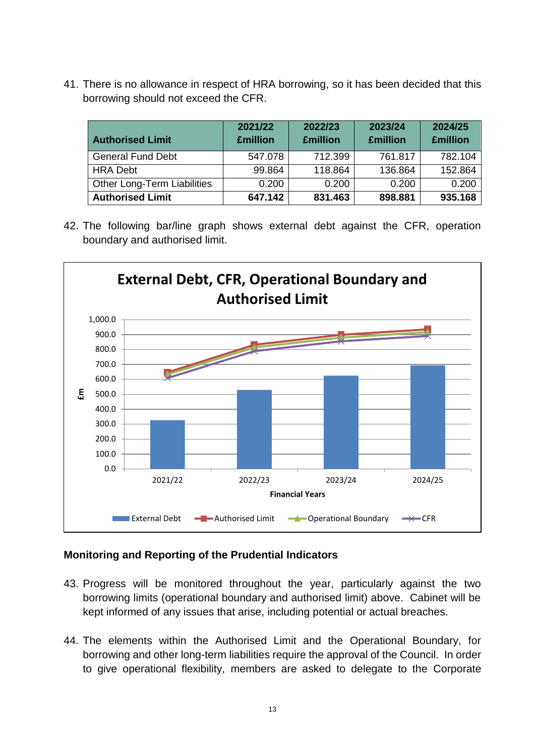41. There is no allowance in respect of HRA borrowing, so it has been decided that this borrowing should not exceed the CFR.

| Authorised Limit | 2021/22 £million | 2022/23 £million | 2023/24 £million | 2024/25 £million |
|---|---|---|---|---|
| General Fund Debt | 547.078 | 712.399 | 761.817 | 782.104 |
| HRA Debt | 99.864 | 118.864 | 136.864 | 152.864 |
| Other Long-Term Liabilities | 0.200 | 0.200 | 0.200 | 0.200 |
| **Authorised Limit** | **647.142** | **831.463** | **898.881** | **935.168** |

42. The following bar/line graph shows external debt against the CFR, operation boundary and authorised limit.

## External Debt, CFR, Operational Boundary and Authorised Limit

(Chart: £m by Financial Years 2021/22 – 2024/25; series: External Debt, Authorised Limit, Operational Boundary, CFR)

## Monitoring and Reporting of the Prudential Indicators

43. Progress will be monitored throughout the year, particularly against the two borrowing limits (operational boundary and authorised limit) above. Cabinet will be kept informed of any issues that arise, including potential or actual breaches.

44. The elements within the Authorised Limit and the Operational Boundary, for borrowing and other long-term liabilities require the approval of the Council. In order to give operational flexibility, members are asked to delegate to the Corporate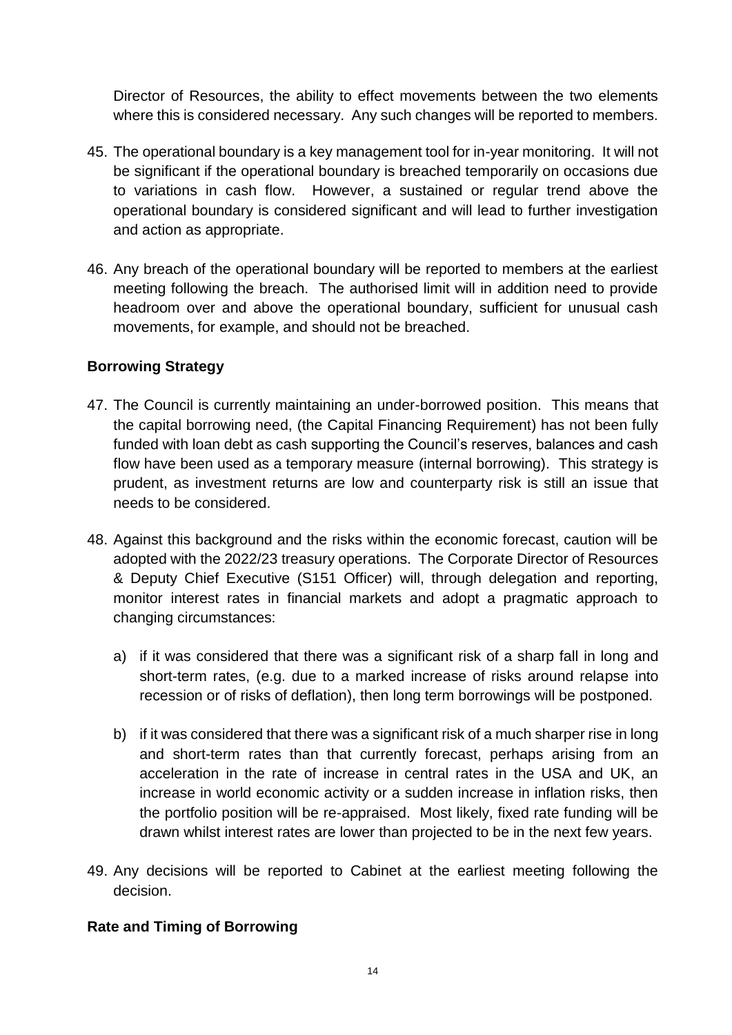Director of Resources, the ability to effect movements between the two elements where this is considered necessary. Any such changes will be reported to members.

45. The operational boundary is a key management tool for in-year monitoring. It will not be significant if the operational boundary is breached temporarily on occasions due to variations in cash flow. However, a sustained or regular trend above the operational boundary is considered significant and will lead to further investigation and action as appropriate.

46. Any breach of the operational boundary will be reported to members at the earliest meeting following the breach. The authorised limit will in addition need to provide headroom over and above the operational boundary, sufficient for unusual cash movements, for example, and should not be breached.

**Borrowing Strategy**

47. The Council is currently maintaining an under-borrowed position. This means that the capital borrowing need, (the Capital Financing Requirement) has not been fully funded with loan debt as cash supporting the Council's reserves, balances and cash flow have been used as a temporary measure (internal borrowing). This strategy is prudent, as investment returns are low and counterparty risk is still an issue that needs to be considered.

48. Against this background and the risks within the economic forecast, caution will be adopted with the 2022/23 treasury operations. The Corporate Director of Resources & Deputy Chief Executive (S151 Officer) will, through delegation and reporting, monitor interest rates in financial markets and adopt a pragmatic approach to changing circumstances:

    a) if it was considered that there was a significant risk of a sharp fall in long and short-term rates, (e.g. due to a marked increase of risks around relapse into recession or of risks of deflation), then long term borrowings will be postponed.

    b) if it was considered that there was a significant risk of a much sharper rise in long and short-term rates than that currently forecast, perhaps arising from an acceleration in the rate of increase in central rates in the USA and UK, an increase in world economic activity or a sudden increase in inflation risks, then the portfolio position will be re-appraised. Most likely, fixed rate funding will be drawn whilst interest rates are lower than projected to be in the next few years.

49. Any decisions will be reported to Cabinet at the earliest meeting following the decision.

**Rate and Timing of Borrowing**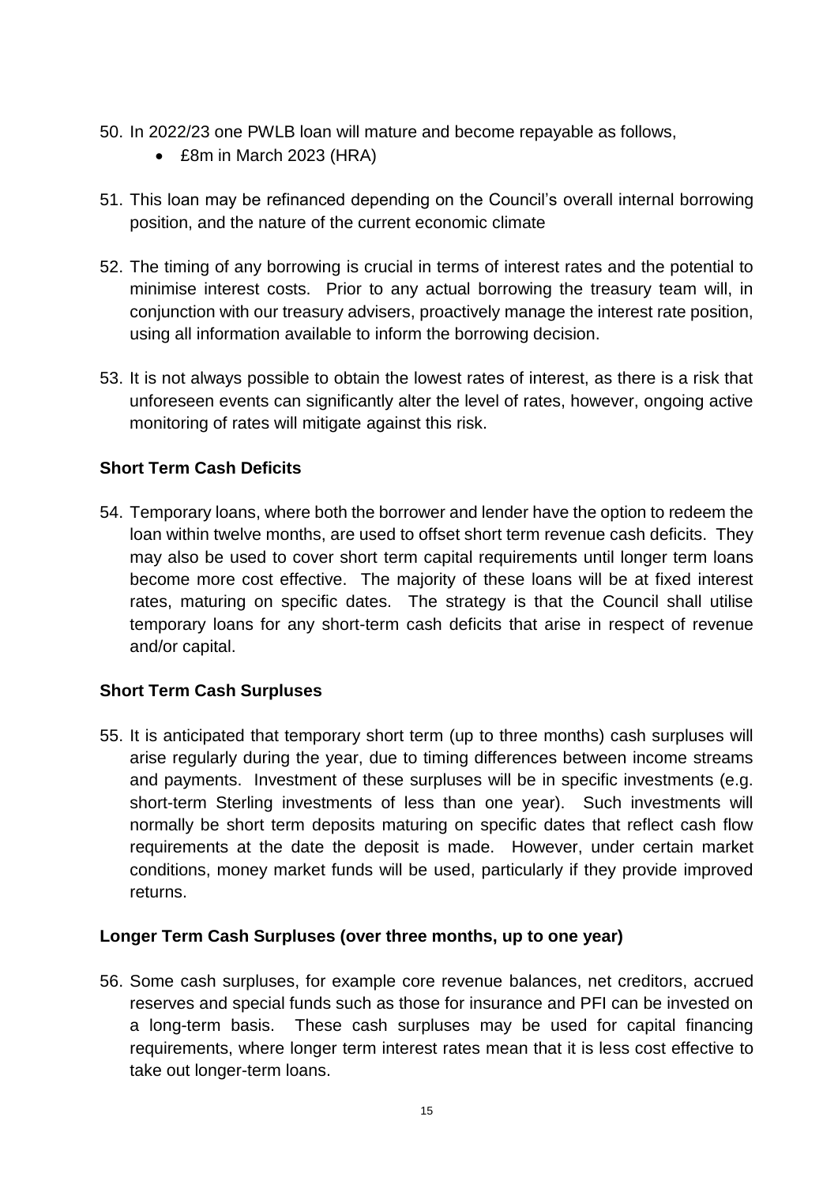50. In 2022/23 one PWLB loan will mature and become repayable as follows,
    - £8m in March 2023 (HRA)

51. This loan may be refinanced depending on the Council's overall internal borrowing position, and the nature of the current economic climate

52. The timing of any borrowing is crucial in terms of interest rates and the potential to minimise interest costs. Prior to any actual borrowing the treasury team will, in conjunction with our treasury advisers, proactively manage the interest rate position, using all information available to inform the borrowing decision.

53. It is not always possible to obtain the lowest rates of interest, as there is a risk that unforeseen events can significantly alter the level of rates, however, ongoing active monitoring of rates will mitigate against this risk.

**Short Term Cash Deficits**

54. Temporary loans, where both the borrower and lender have the option to redeem the loan within twelve months, are used to offset short term revenue cash deficits. They may also be used to cover short term capital requirements until longer term loans become more cost effective. The majority of these loans will be at fixed interest rates, maturing on specific dates. The strategy is that the Council shall utilise temporary loans for any short-term cash deficits that arise in respect of revenue and/or capital.

**Short Term Cash Surpluses**

55. It is anticipated that temporary short term (up to three months) cash surpluses will arise regularly during the year, due to timing differences between income streams and payments. Investment of these surpluses will be in specific investments (e.g. short-term Sterling investments of less than one year). Such investments will normally be short term deposits maturing on specific dates that reflect cash flow requirements at the date the deposit is made. However, under certain market conditions, money market funds will be used, particularly if they provide improved returns.

**Longer Term Cash Surpluses (over three months, up to one year)**

56. Some cash surpluses, for example core revenue balances, net creditors, accrued reserves and special funds such as those for insurance and PFI can be invested on a long-term basis. These cash surpluses may be used for capital financing requirements, where longer term interest rates mean that it is less cost effective to take out longer-term loans.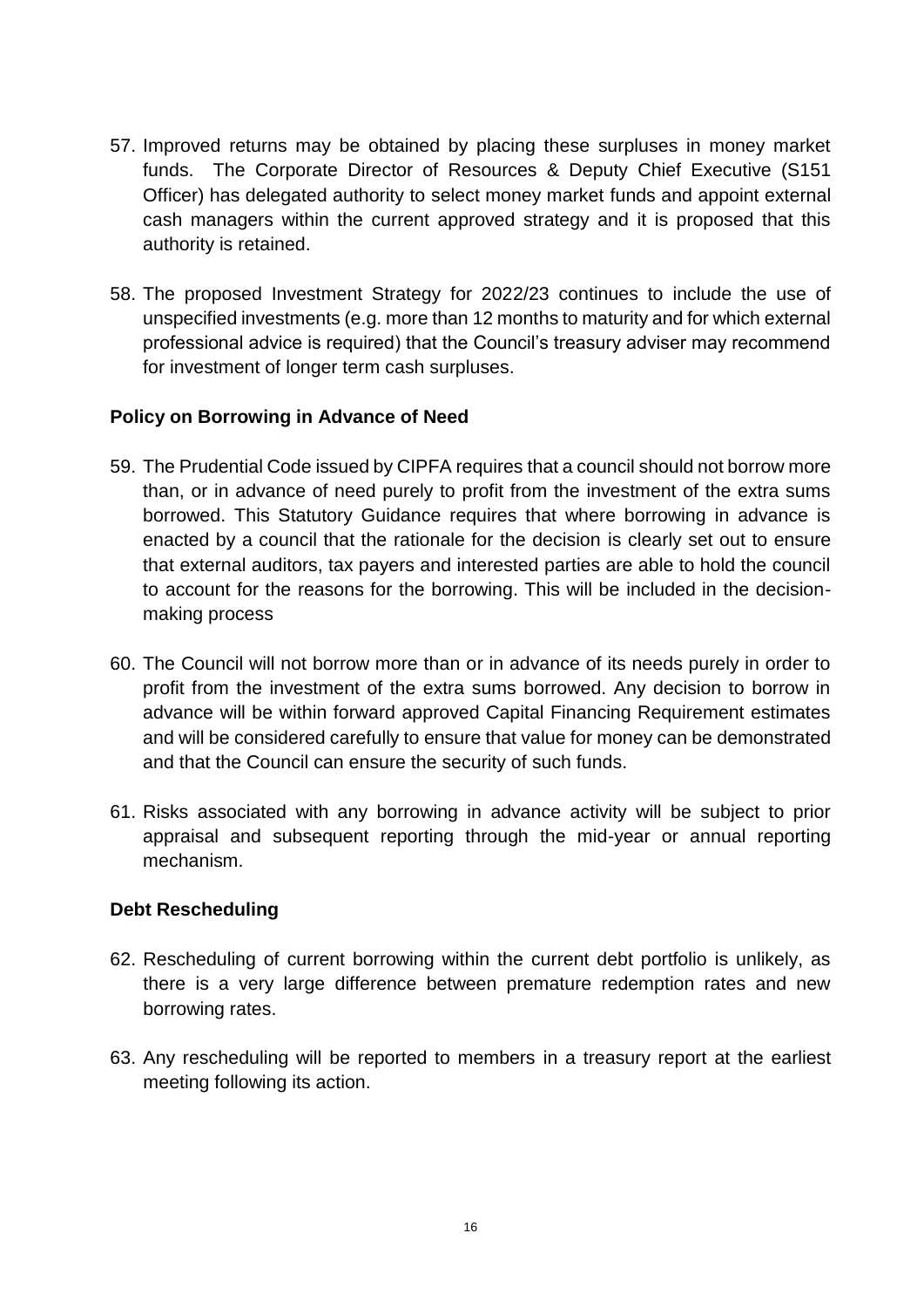57. Improved returns may be obtained by placing these surpluses in money market funds. The Corporate Director of Resources & Deputy Chief Executive (S151 Officer) has delegated authority to select money market funds and appoint external cash managers within the current approved strategy and it is proposed that this authority is retained.

58. The proposed Investment Strategy for 2022/23 continues to include the use of unspecified investments (e.g. more than 12 months to maturity and for which external professional advice is required) that the Council's treasury adviser may recommend for investment of longer term cash surpluses.

**Policy on Borrowing in Advance of Need**

59. The Prudential Code issued by CIPFA requires that a council should not borrow more than, or in advance of need purely to profit from the investment of the extra sums borrowed. This Statutory Guidance requires that where borrowing in advance is enacted by a council that the rationale for the decision is clearly set out to ensure that external auditors, tax payers and interested parties are able to hold the council to account for the reasons for the borrowing. This will be included in the decision-making process

60. The Council will not borrow more than or in advance of its needs purely in order to profit from the investment of the extra sums borrowed. Any decision to borrow in advance will be within forward approved Capital Financing Requirement estimates and will be considered carefully to ensure that value for money can be demonstrated and that the Council can ensure the security of such funds.

61. Risks associated with any borrowing in advance activity will be subject to prior appraisal and subsequent reporting through the mid-year or annual reporting mechanism.

**Debt Rescheduling**

62. Rescheduling of current borrowing within the current debt portfolio is unlikely, as there is a very large difference between premature redemption rates and new borrowing rates.

63. Any rescheduling will be reported to members in a treasury report at the earliest meeting following its action.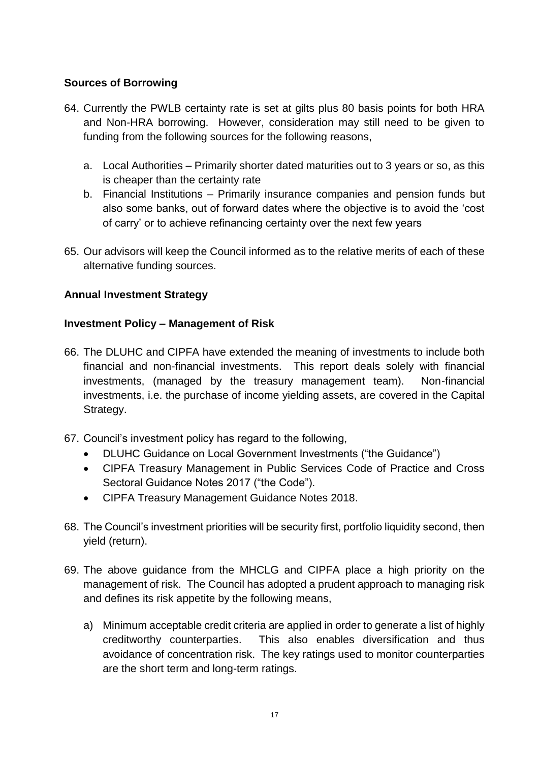**Sources of Borrowing**

64. Currently the PWLB certainty rate is set at gilts plus 80 basis points for both HRA and Non-HRA borrowing. However, consideration may still need to be given to funding from the following sources for the following reasons,

    a. Local Authorities – Primarily shorter dated maturities out to 3 years or so, as this is cheaper than the certainty rate
    b. Financial Institutions – Primarily insurance companies and pension funds but also some banks, out of forward dates where the objective is to avoid the 'cost of carry' or to achieve refinancing certainty over the next few years

65. Our advisors will keep the Council informed as to the relative merits of each of these alternative funding sources.

**Annual Investment Strategy**

**Investment Policy – Management of Risk**

66. The DLUHC and CIPFA have extended the meaning of investments to include both financial and non-financial investments. This report deals solely with financial investments, (managed by the treasury management team). Non-financial investments, i.e. the purchase of income yielding assets, are covered in the Capital Strategy.

67. Council's investment policy has regard to the following,
    - DLUHC Guidance on Local Government Investments ("the Guidance")
    - CIPFA Treasury Management in Public Services Code of Practice and Cross Sectoral Guidance Notes 2017 ("the Code").
    - CIPFA Treasury Management Guidance Notes 2018.

68. The Council's investment priorities will be security first, portfolio liquidity second, then yield (return).

69. The above guidance from the MHCLG and CIPFA place a high priority on the management of risk. The Council has adopted a prudent approach to managing risk and defines its risk appetite by the following means,

    a) Minimum acceptable credit criteria are applied in order to generate a list of highly creditworthy counterparties. This also enables diversification and thus avoidance of concentration risk. The key ratings used to monitor counterparties are the short term and long-term ratings.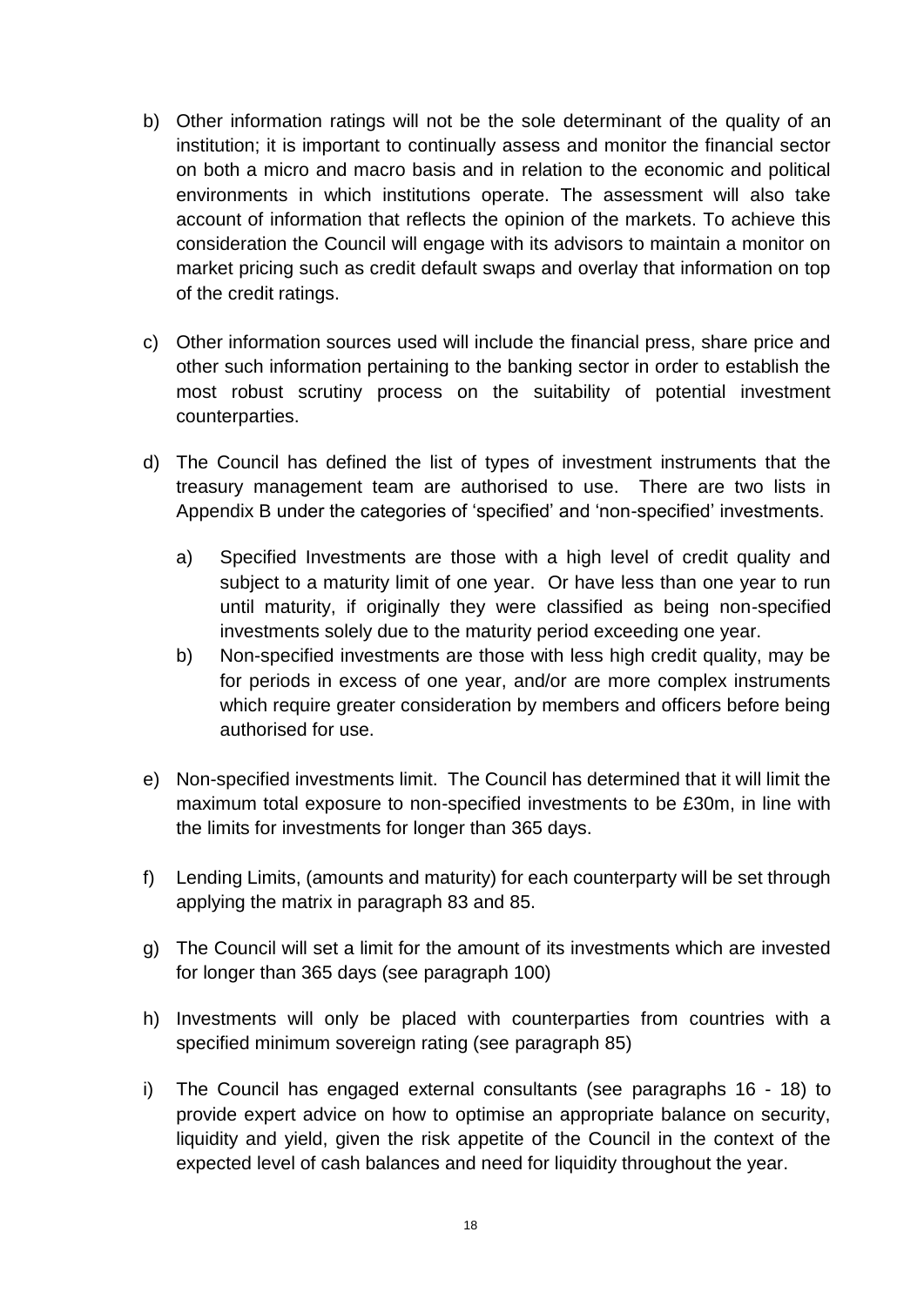b) Other information ratings will not be the sole determinant of the quality of an institution; it is important to continually assess and monitor the financial sector on both a micro and macro basis and in relation to the economic and political environments in which institutions operate. The assessment will also take account of information that reflects the opinion of the markets. To achieve this consideration the Council will engage with its advisors to maintain a monitor on market pricing such as credit default swaps and overlay that information on top of the credit ratings.

c) Other information sources used will include the financial press, share price and other such information pertaining to the banking sector in order to establish the most robust scrutiny process on the suitability of potential investment counterparties.

d) The Council has defined the list of types of investment instruments that the treasury management team are authorised to use. There are two lists in Appendix B under the categories of 'specified' and 'non-specified' investments.

    a) Specified Investments are those with a high level of credit quality and subject to a maturity limit of one year. Or have less than one year to run until maturity, if originally they were classified as being non-specified investments solely due to the maturity period exceeding one year.

    b) Non-specified investments are those with less high credit quality, may be for periods in excess of one year, and/or are more complex instruments which require greater consideration by members and officers before being authorised for use.

e) Non-specified investments limit. The Council has determined that it will limit the maximum total exposure to non-specified investments to be £30m, in line with the limits for investments for longer than 365 days.

f) Lending Limits, (amounts and maturity) for each counterparty will be set through applying the matrix in paragraph 83 and 85.

g) The Council will set a limit for the amount of its investments which are invested for longer than 365 days (see paragraph 100)

h) Investments will only be placed with counterparties from countries with a specified minimum sovereign rating (see paragraph 85)

i) The Council has engaged external consultants (see paragraphs 16 - 18) to provide expert advice on how to optimise an appropriate balance on security, liquidity and yield, given the risk appetite of the Council in the context of the expected level of cash balances and need for liquidity throughout the year.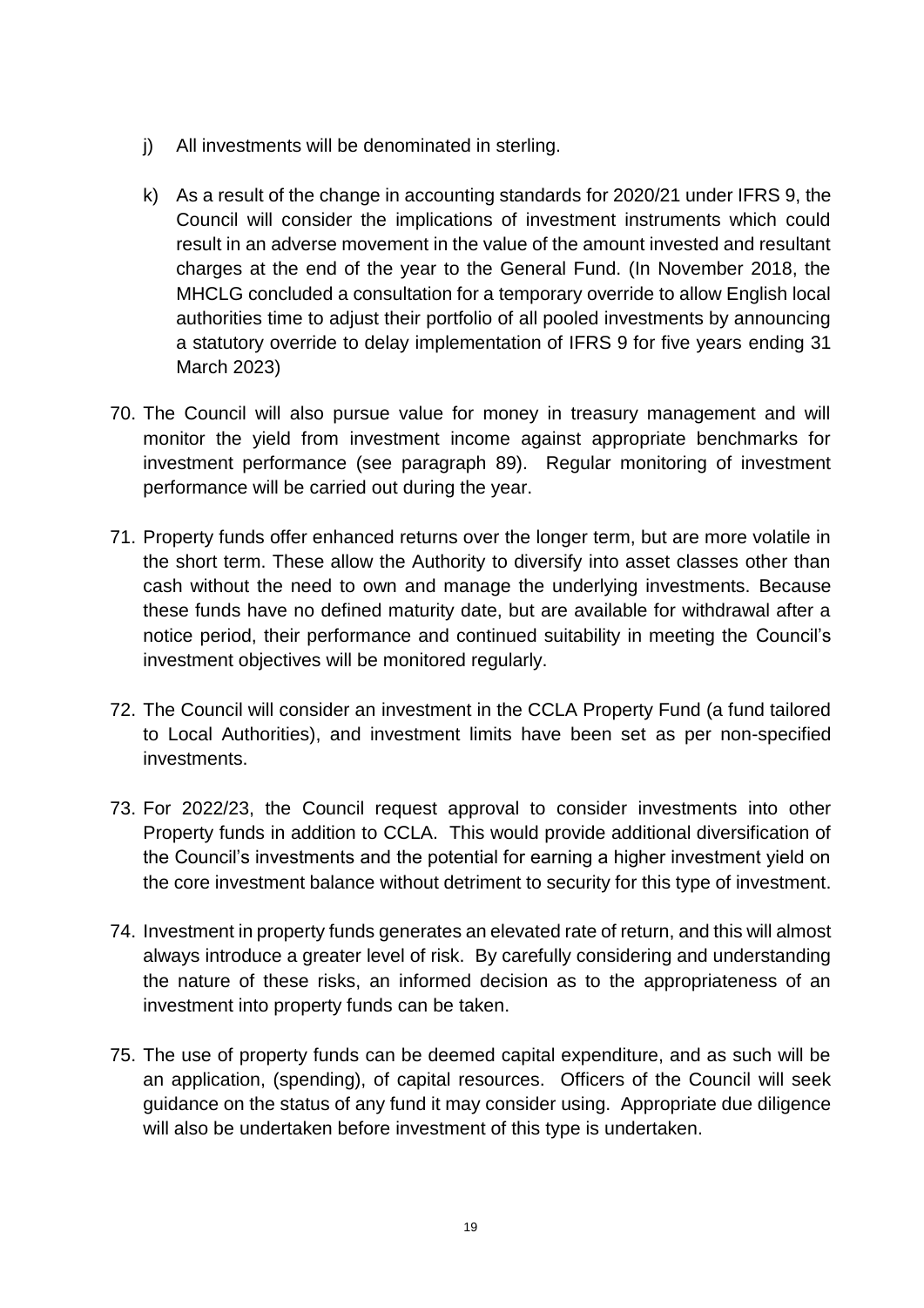j) All investments will be denominated in sterling.

k) As a result of the change in accounting standards for 2020/21 under IFRS 9, the Council will consider the implications of investment instruments which could result in an adverse movement in the value of the amount invested and resultant charges at the end of the year to the General Fund. (In November 2018, the MHCLG concluded a consultation for a temporary override to allow English local authorities time to adjust their portfolio of all pooled investments by announcing a statutory override to delay implementation of IFRS 9 for five years ending 31 March 2023)

70. The Council will also pursue value for money in treasury management and will monitor the yield from investment income against appropriate benchmarks for investment performance (see paragraph 89). Regular monitoring of investment performance will be carried out during the year.

71. Property funds offer enhanced returns over the longer term, but are more volatile in the short term. These allow the Authority to diversify into asset classes other than cash without the need to own and manage the underlying investments. Because these funds have no defined maturity date, but are available for withdrawal after a notice period, their performance and continued suitability in meeting the Council's investment objectives will be monitored regularly.

72. The Council will consider an investment in the CCLA Property Fund (a fund tailored to Local Authorities), and investment limits have been set as per non-specified investments.

73. For 2022/23, the Council request approval to consider investments into other Property funds in addition to CCLA. This would provide additional diversification of the Council's investments and the potential for earning a higher investment yield on the core investment balance without detriment to security for this type of investment.

74. Investment in property funds generates an elevated rate of return, and this will almost always introduce a greater level of risk. By carefully considering and understanding the nature of these risks, an informed decision as to the appropriateness of an investment into property funds can be taken.

75. The use of property funds can be deemed capital expenditure, and as such will be an application, (spending), of capital resources. Officers of the Council will seek guidance on the status of any fund it may consider using. Appropriate due diligence will also be undertaken before investment of this type is undertaken.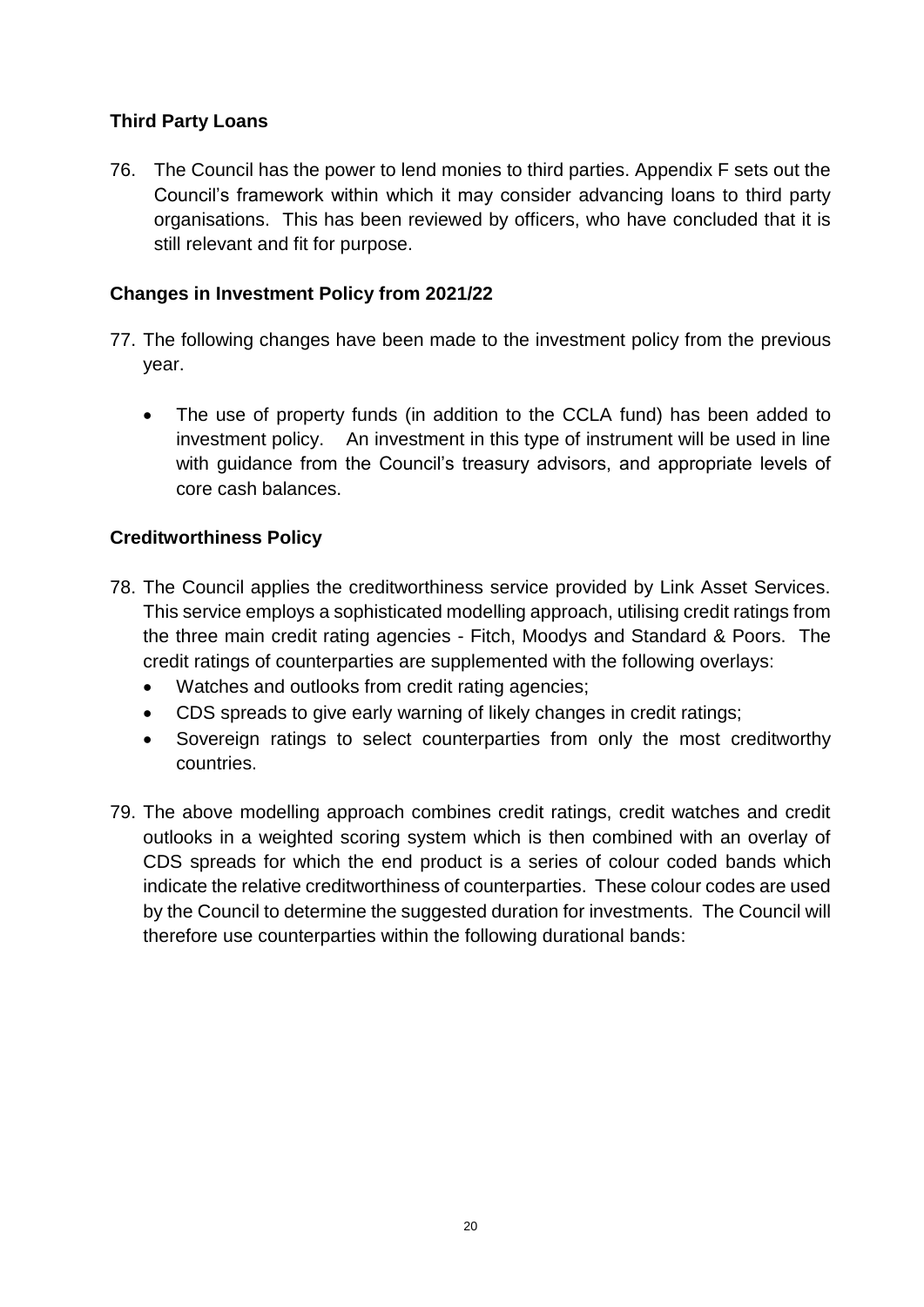### Third Party Loans

76. The Council has the power to lend monies to third parties. Appendix F sets out the Council's framework within which it may consider advancing loans to third party organisations. This has been reviewed by officers, who have concluded that it is still relevant and fit for purpose.

### Changes in Investment Policy from 2021/22

77. The following changes have been made to the investment policy from the previous year.

    - The use of property funds (in addition to the CCLA fund) has been added to investment policy. An investment in this type of instrument will be used in line with guidance from the Council's treasury advisors, and appropriate levels of core cash balances.

### Creditworthiness Policy

78. The Council applies the creditworthiness service provided by Link Asset Services. This service employs a sophisticated modelling approach, utilising credit ratings from the three main credit rating agencies - Fitch, Moodys and Standard & Poors. The credit ratings of counterparties are supplemented with the following overlays:
    - Watches and outlooks from credit rating agencies;
    - CDS spreads to give early warning of likely changes in credit ratings;
    - Sovereign ratings to select counterparties from only the most creditworthy countries.

79. The above modelling approach combines credit ratings, credit watches and credit outlooks in a weighted scoring system which is then combined with an overlay of CDS spreads for which the end product is a series of colour coded bands which indicate the relative creditworthiness of counterparties. These colour codes are used by the Council to determine the suggested duration for investments. The Council will therefore use counterparties within the following durational bands: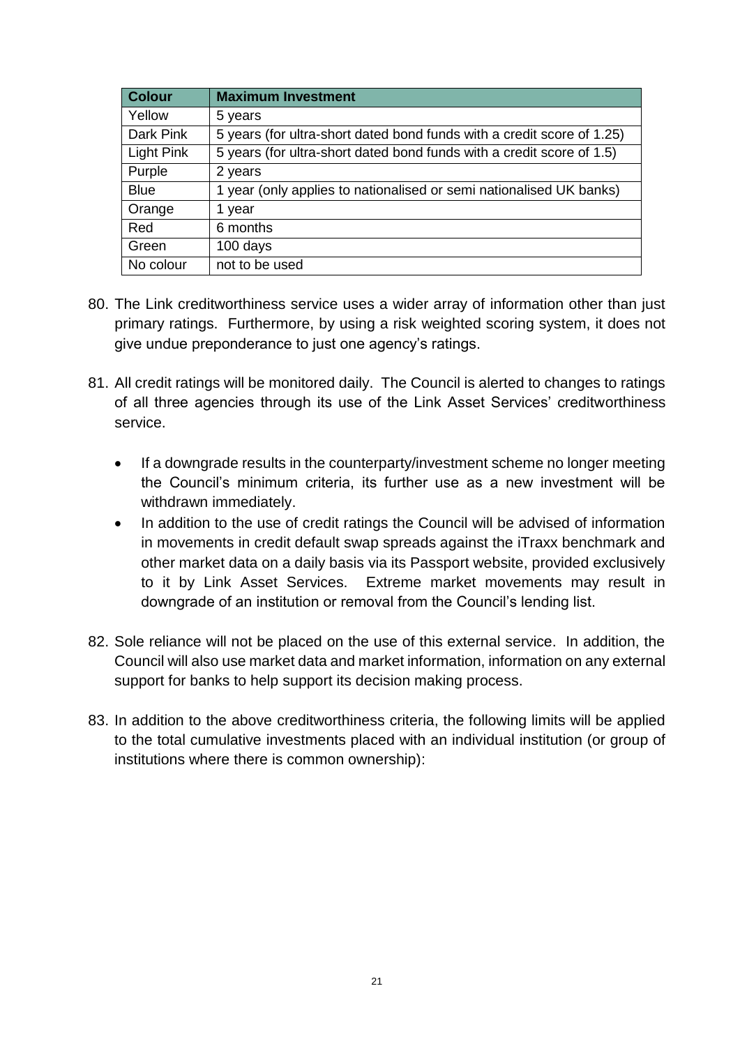| Colour | Maximum Investment |
|---|---|
| Yellow | 5 years |
| Dark Pink | 5 years (for ultra-short dated bond funds with a credit score of 1.25) |
| Light Pink | 5 years (for ultra-short dated bond funds with a credit score of 1.5) |
| Purple | 2 years |
| Blue | 1 year (only applies to nationalised or semi nationalised UK banks) |
| Orange | 1 year |
| Red | 6 months |
| Green | 100 days |
| No colour | not to be used |

80. The Link creditworthiness service uses a wider array of information other than just primary ratings. Furthermore, by using a risk weighted scoring system, it does not give undue preponderance to just one agency's ratings.

81. All credit ratings will be monitored daily. The Council is alerted to changes to ratings of all three agencies through its use of the Link Asset Services' creditworthiness service.

    - If a downgrade results in the counterparty/investment scheme no longer meeting the Council's minimum criteria, its further use as a new investment will be withdrawn immediately.
    - In addition to the use of credit ratings the Council will be advised of information in movements in credit default swap spreads against the iTraxx benchmark and other market data on a daily basis via its Passport website, provided exclusively to it by Link Asset Services. Extreme market movements may result in downgrade of an institution or removal from the Council's lending list.

82. Sole reliance will not be placed on the use of this external service. In addition, the Council will also use market data and market information, information on any external support for banks to help support its decision making process.

83. In addition to the above creditworthiness criteria, the following limits will be applied to the total cumulative investments placed with an individual institution (or group of institutions where there is common ownership):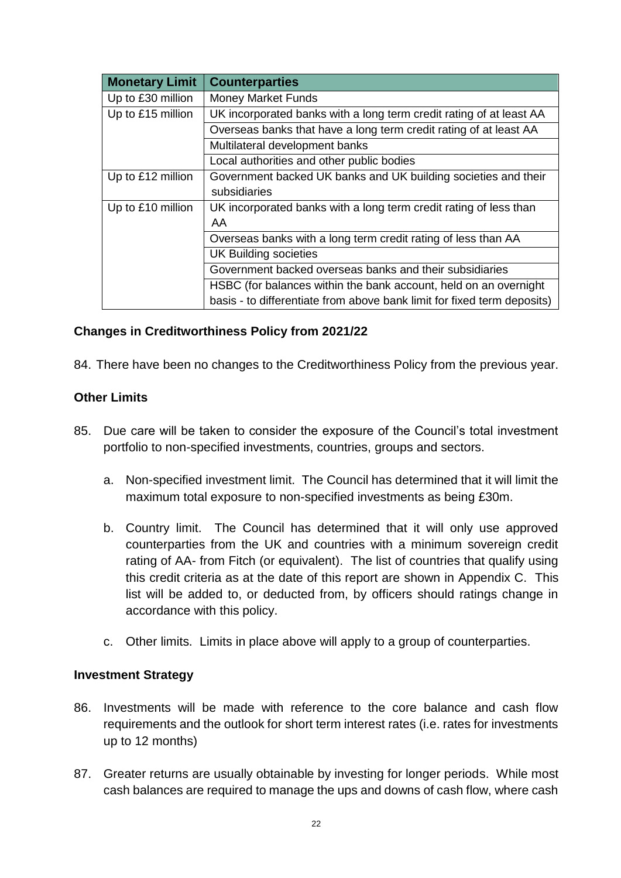| Monetary Limit | Counterparties |
|---|---|
| Up to £30 million | Money Market Funds |
| Up to £15 million | UK incorporated banks with a long term credit rating of at least AA |
| | Overseas banks that have a long term credit rating of at least AA |
| | Multilateral development banks |
| | Local authorities and other public bodies |
| Up to £12 million | Government backed UK banks and UK building societies and their subsidiaries |
| Up to £10 million | UK incorporated banks with a long term credit rating of less than AA |
| | Overseas banks with a long term credit rating of less than AA |
| | UK Building societies |
| | Government backed overseas banks and their subsidiaries |
| | HSBC (for balances within the bank account, held on an overnight basis - to differentiate from above bank limit for fixed term deposits) |

### Changes in Creditworthiness Policy from 2021/22

84. There have been no changes to the Creditworthiness Policy from the previous year.

### Other Limits

85. Due care will be taken to consider the exposure of the Council's total investment portfolio to non-specified investments, countries, groups and sectors.

    a. Non-specified investment limit. The Council has determined that it will limit the maximum total exposure to non-specified investments as being £30m.

    b. Country limit. The Council has determined that it will only use approved counterparties from the UK and countries with a minimum sovereign credit rating of AA- from Fitch (or equivalent). The list of countries that qualify using this credit criteria as at the date of this report are shown in Appendix C. This list will be added to, or deducted from, by officers should ratings change in accordance with this policy.

    c. Other limits. Limits in place above will apply to a group of counterparties.

### Investment Strategy

86. Investments will be made with reference to the core balance and cash flow requirements and the outlook for short term interest rates (i.e. rates for investments up to 12 months)

87. Greater returns are usually obtainable by investing for longer periods. While most cash balances are required to manage the ups and downs of cash flow, where cash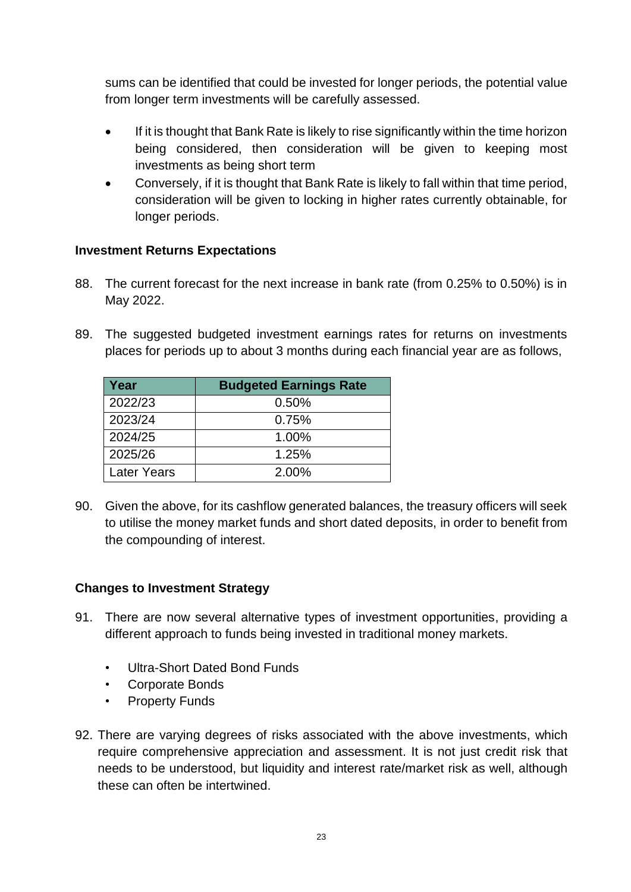sums can be identified that could be invested for longer periods, the potential value from longer term investments will be carefully assessed.

- If it is thought that Bank Rate is likely to rise significantly within the time horizon being considered, then consideration will be given to keeping most investments as being short term
- Conversely, if it is thought that Bank Rate is likely to fall within that time period, consideration will be given to locking in higher rates currently obtainable, for longer periods.

**Investment Returns Expectations**

88. The current forecast for the next increase in bank rate (from 0.25% to 0.50%) is in May 2022.

89. The suggested budgeted investment earnings rates for returns on investments places for periods up to about 3 months during each financial year are as follows,

| Year | Budgeted Earnings Rate |
|---|---|
| 2022/23 | 0.50% |
| 2023/24 | 0.75% |
| 2024/25 | 1.00% |
| 2025/26 | 1.25% |
| Later Years | 2.00% |

90. Given the above, for its cashflow generated balances, the treasury officers will seek to utilise the money market funds and short dated deposits, in order to benefit from the compounding of interest.

**Changes to Investment Strategy**

91. There are now several alternative types of investment opportunities, providing a different approach to funds being invested in traditional money markets.

    - Ultra-Short Dated Bond Funds
    - Corporate Bonds
    - Property Funds

92. There are varying degrees of risks associated with the above investments, which require comprehensive appreciation and assessment. It is not just credit risk that needs to be understood, but liquidity and interest rate/market risk as well, although these can often be intertwined.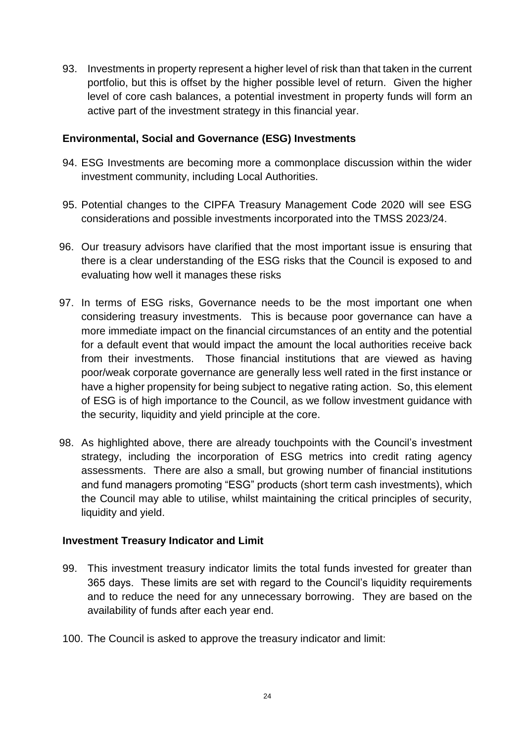93. Investments in property represent a higher level of risk than that taken in the current portfolio, but this is offset by the higher possible level of return. Given the higher level of core cash balances, a potential investment in property funds will form an active part of the investment strategy in this financial year.

**Environmental, Social and Governance (ESG) Investments**

94. ESG Investments are becoming more a commonplace discussion within the wider investment community, including Local Authorities.

95. Potential changes to the CIPFA Treasury Management Code 2020 will see ESG considerations and possible investments incorporated into the TMSS 2023/24.

96. Our treasury advisors have clarified that the most important issue is ensuring that there is a clear understanding of the ESG risks that the Council is exposed to and evaluating how well it manages these risks

97. In terms of ESG risks, Governance needs to be the most important one when considering treasury investments. This is because poor governance can have a more immediate impact on the financial circumstances of an entity and the potential for a default event that would impact the amount the local authorities receive back from their investments. Those financial institutions that are viewed as having poor/weak corporate governance are generally less well rated in the first instance or have a higher propensity for being subject to negative rating action. So, this element of ESG is of high importance to the Council, as we follow investment guidance with the security, liquidity and yield principle at the core.

98. As highlighted above, there are already touchpoints with the Council's investment strategy, including the incorporation of ESG metrics into credit rating agency assessments. There are also a small, but growing number of financial institutions and fund managers promoting "ESG" products (short term cash investments), which the Council may able to utilise, whilst maintaining the critical principles of security, liquidity and yield.

**Investment Treasury Indicator and Limit**

99. This investment treasury indicator limits the total funds invested for greater than 365 days. These limits are set with regard to the Council's liquidity requirements and to reduce the need for any unnecessary borrowing. They are based on the availability of funds after each year end.

100. The Council is asked to approve the treasury indicator and limit: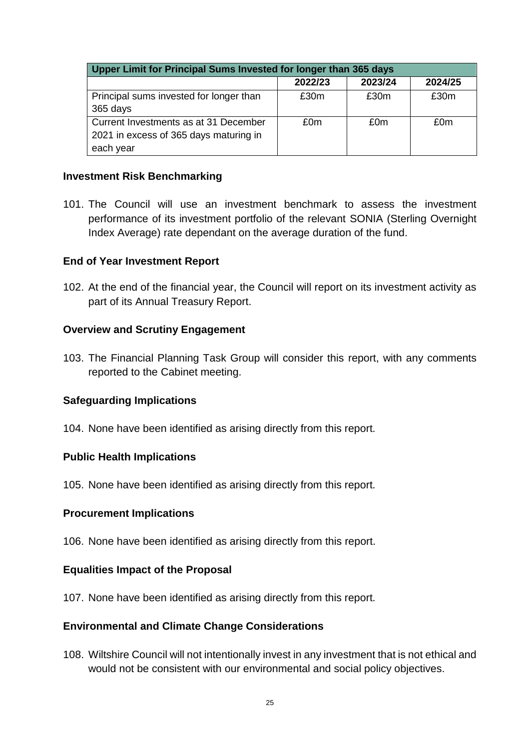| Upper Limit for Principal Sums Invested for longer than 365 days | | | |
|---|---|---|---|
| | 2022/23 | 2023/24 | 2024/25 |
| Principal sums invested for longer than 365 days | £30m | £30m | £30m |
| Current Investments as at 31 December 2021 in excess of 365 days maturing in each year | £0m | £0m | £0m |

**Investment Risk Benchmarking**

101. The Council will use an investment benchmark to assess the investment performance of its investment portfolio of the relevant SONIA (Sterling Overnight Index Average) rate dependant on the average duration of the fund.

**End of Year Investment Report**

102. At the end of the financial year, the Council will report on its investment activity as part of its Annual Treasury Report.

**Overview and Scrutiny Engagement**

103. The Financial Planning Task Group will consider this report, with any comments reported to the Cabinet meeting.

**Safeguarding Implications**

104. None have been identified as arising directly from this report.

**Public Health Implications**

105. None have been identified as arising directly from this report.

**Procurement Implications**

106. None have been identified as arising directly from this report.

**Equalities Impact of the Proposal**

107. None have been identified as arising directly from this report.

**Environmental and Climate Change Considerations**

108. Wiltshire Council will not intentionally invest in any investment that is not ethical and would not be consistent with our environmental and social policy objectives.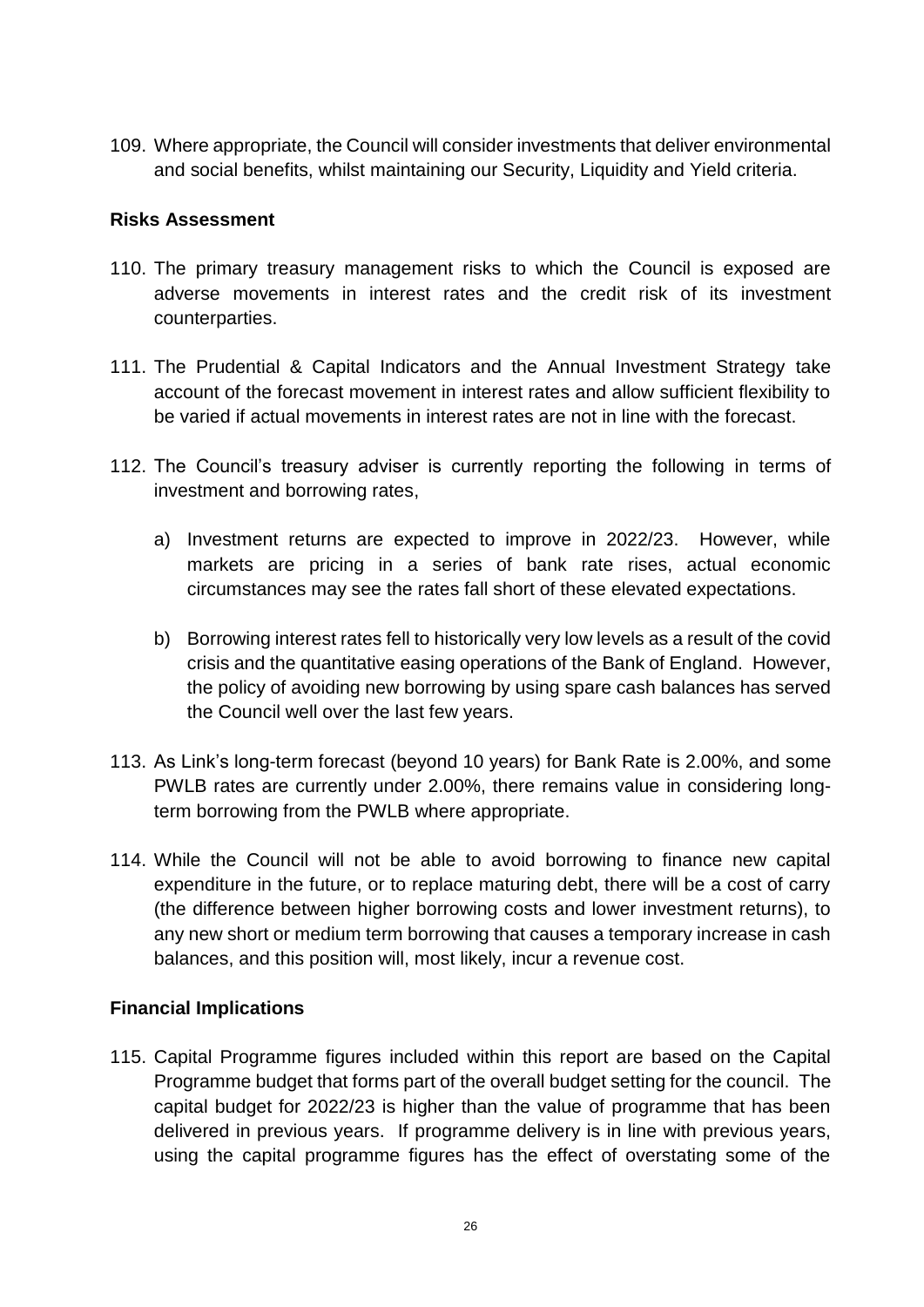109. Where appropriate, the Council will consider investments that deliver environmental and social benefits, whilst maintaining our Security, Liquidity and Yield criteria.

**Risks Assessment**

110. The primary treasury management risks to which the Council is exposed are adverse movements in interest rates and the credit risk of its investment counterparties.

111. The Prudential & Capital Indicators and the Annual Investment Strategy take account of the forecast movement in interest rates and allow sufficient flexibility to be varied if actual movements in interest rates are not in line with the forecast.

112. The Council's treasury adviser is currently reporting the following in terms of investment and borrowing rates,

   a) Investment returns are expected to improve in 2022/23. However, while markets are pricing in a series of bank rate rises, actual economic circumstances may see the rates fall short of these elevated expectations.

   b) Borrowing interest rates fell to historically very low levels as a result of the covid crisis and the quantitative easing operations of the Bank of England. However, the policy of avoiding new borrowing by using spare cash balances has served the Council well over the last few years.

113. As Link's long-term forecast (beyond 10 years) for Bank Rate is 2.00%, and some PWLB rates are currently under 2.00%, there remains value in considering long-term borrowing from the PWLB where appropriate.

114. While the Council will not be able to avoid borrowing to finance new capital expenditure in the future, or to replace maturing debt, there will be a cost of carry (the difference between higher borrowing costs and lower investment returns), to any new short or medium term borrowing that causes a temporary increase in cash balances, and this position will, most likely, incur a revenue cost.

**Financial Implications**

115. Capital Programme figures included within this report are based on the Capital Programme budget that forms part of the overall budget setting for the council. The capital budget for 2022/23 is higher than the value of programme that has been delivered in previous years. If programme delivery is in line with previous years, using the capital programme figures has the effect of overstating some of the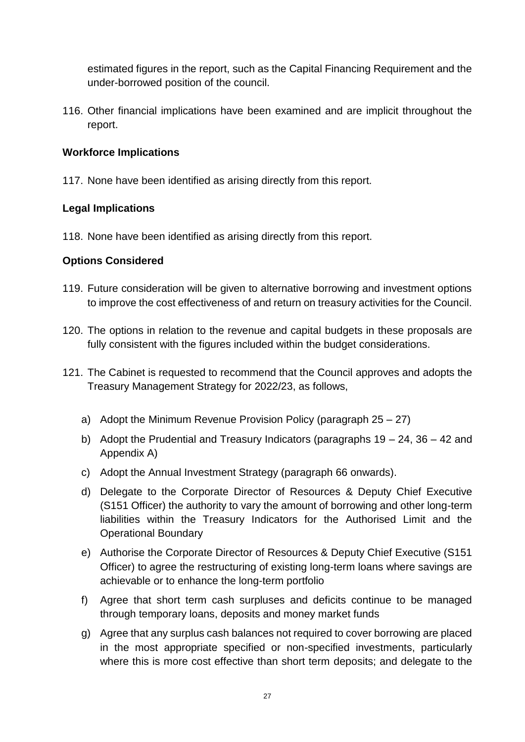estimated figures in the report, such as the Capital Financing Requirement and the under-borrowed position of the council.

116. Other financial implications have been examined and are implicit throughout the report.

**Workforce Implications**

117. None have been identified as arising directly from this report.

**Legal Implications**

118. None have been identified as arising directly from this report.

**Options Considered**

119. Future consideration will be given to alternative borrowing and investment options to improve the cost effectiveness of and return on treasury activities for the Council.

120. The options in relation to the revenue and capital budgets in these proposals are fully consistent with the figures included within the budget considerations.

121. The Cabinet is requested to recommend that the Council approves and adopts the Treasury Management Strategy for 2022/23, as follows,

    a) Adopt the Minimum Revenue Provision Policy (paragraph 25 – 27)

    b) Adopt the Prudential and Treasury Indicators (paragraphs 19 – 24, 36 – 42 and Appendix A)

    c) Adopt the Annual Investment Strategy (paragraph 66 onwards).

    d) Delegate to the Corporate Director of Resources & Deputy Chief Executive (S151 Officer) the authority to vary the amount of borrowing and other long-term liabilities within the Treasury Indicators for the Authorised Limit and the Operational Boundary

    e) Authorise the Corporate Director of Resources & Deputy Chief Executive (S151 Officer) to agree the restructuring of existing long-term loans where savings are achievable or to enhance the long-term portfolio

    f) Agree that short term cash surpluses and deficits continue to be managed through temporary loans, deposits and money market funds

    g) Agree that any surplus cash balances not required to cover borrowing are placed in the most appropriate specified or non-specified investments, particularly where this is more cost effective than short term deposits; and delegate to the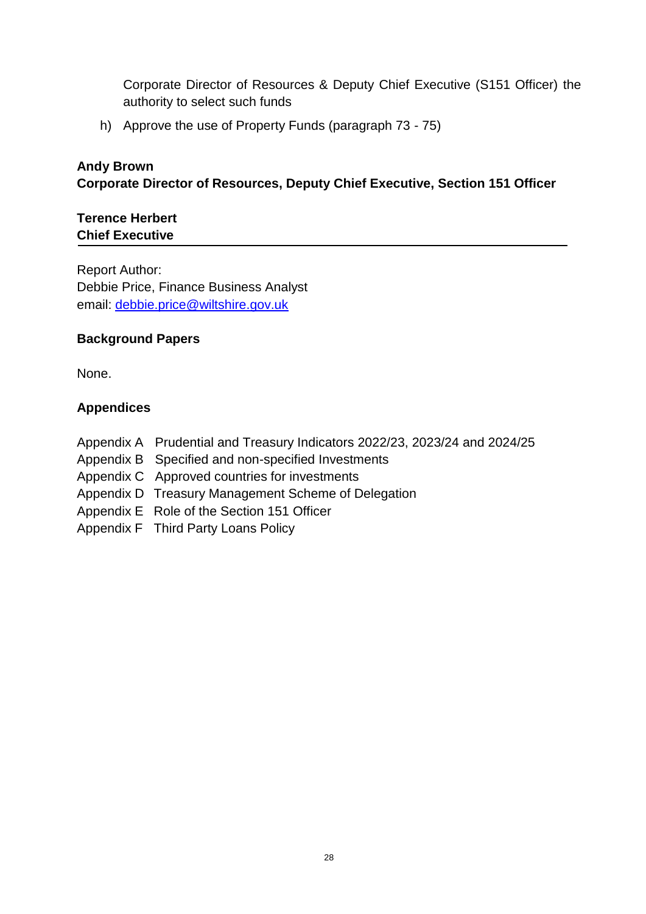Corporate Director of Resources & Deputy Chief Executive (S151 Officer) the authority to select such funds

h) Approve the use of Property Funds (paragraph 73 - 75)

**Andy Brown**
**Corporate Director of Resources, Deputy Chief Executive, Section 151 Officer**

**Terence Herbert**
**Chief Executive**

---

Report Author:
Debbie Price, Finance Business Analyst
email: debbie.price@wiltshire.gov.uk

**Background Papers**

None.

**Appendices**

Appendix A Prudential and Treasury Indicators 2022/23, 2023/24 and 2024/25
Appendix B Specified and non-specified Investments
Appendix C Approved countries for investments
Appendix D Treasury Management Scheme of Delegation
Appendix E Role of the Section 151 Officer
Appendix F Third Party Loans Policy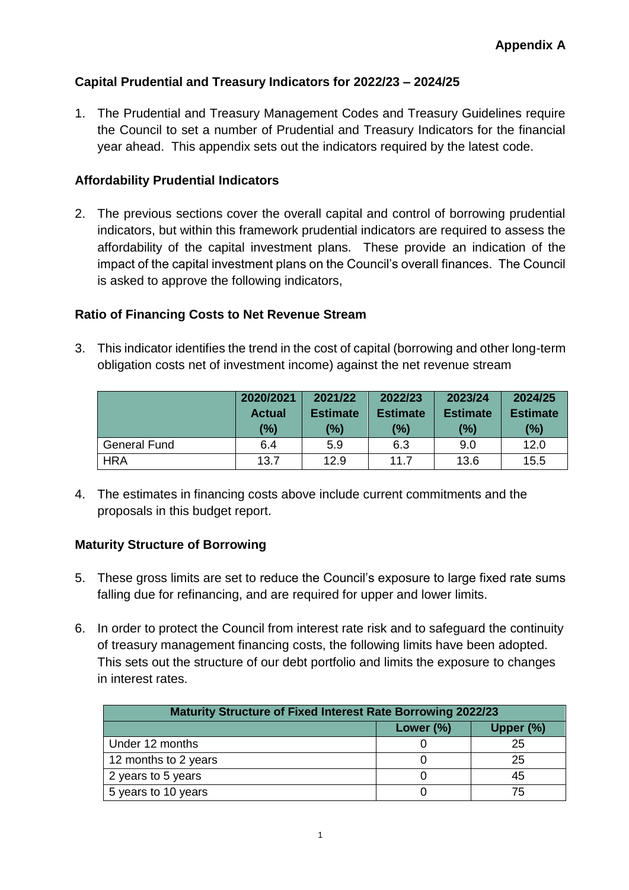**Appendix A**

## Capital Prudential and Treasury Indicators for 2022/23 – 2024/25

1. The Prudential and Treasury Management Codes and Treasury Guidelines require the Council to set a number of Prudential and Treasury Indicators for the financial year ahead. This appendix sets out the indicators required by the latest code.

### Affordability Prudential Indicators

2. The previous sections cover the overall capital and control of borrowing prudential indicators, but within this framework prudential indicators are required to assess the affordability of the capital investment plans. These provide an indication of the impact of the capital investment plans on the Council's overall finances. The Council is asked to approve the following indicators,

### Ratio of Financing Costs to Net Revenue Stream

3. This indicator identifies the trend in the cost of capital (borrowing and other long-term obligation costs net of investment income) against the net revenue stream

| | 2020/2021 Actual (%) | 2021/22 Estimate (%) | 2022/23 Estimate (%) | 2023/24 Estimate (%) | 2024/25 Estimate (%) |
|---|---|---|---|---|---|
| General Fund | 6.4 | 5.9 | 6.3 | 9.0 | 12.0 |
| HRA | 13.7 | 12.9 | 11.7 | 13.6 | 15.5 |

4. The estimates in financing costs above include current commitments and the proposals in this budget report.

### Maturity Structure of Borrowing

5. These gross limits are set to reduce the Council's exposure to large fixed rate sums falling due for refinancing, and are required for upper and lower limits.

6. In order to protect the Council from interest rate risk and to safeguard the continuity of treasury management financing costs, the following limits have been adopted. This sets out the structure of our debt portfolio and limits the exposure to changes in interest rates.

| Maturity Structure of Fixed Interest Rate Borrowing 2022/23 | | |
|---|---|---|
| | Lower (%) | Upper (%) |
| Under 12 months | 0 | 25 |
| 12 months to 2 years | 0 | 25 |
| 2 years to 5 years | 0 | 45 |
| 5 years to 10 years | 0 | 75 |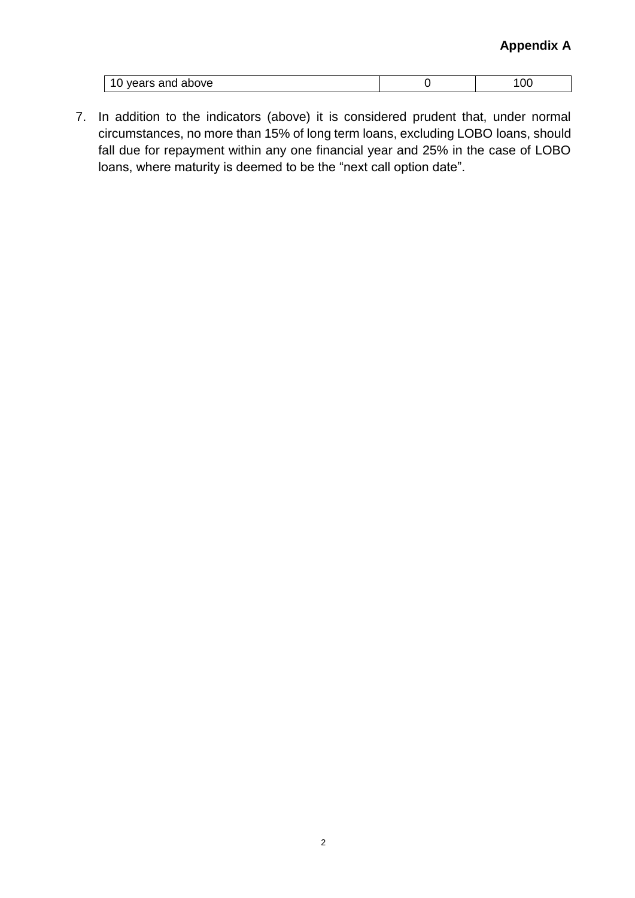**Appendix A**

| 10 years and above | 0 | 100 |
|---|---|---|

7. In addition to the indicators (above) it is considered prudent that, under normal circumstances, no more than 15% of long term loans, excluding LOBO loans, should fall due for repayment within any one financial year and 25% in the case of LOBO loans, where maturity is deemed to be the “next call option date”.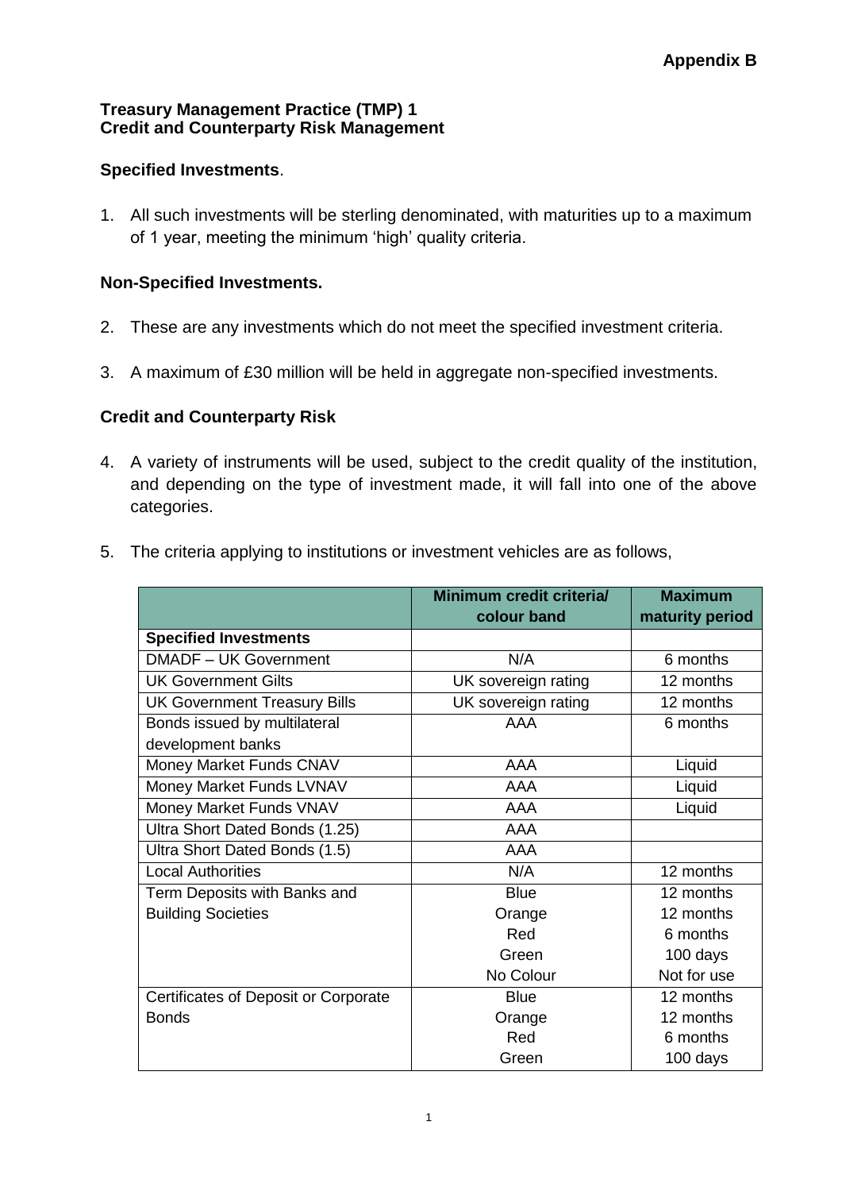**Appendix B**

# Treasury Management Practice (TMP) 1
# Credit and Counterparty Risk Management

**Specified Investments**.

1. All such investments will be sterling denominated, with maturities up to a maximum of 1 year, meeting the minimum 'high' quality criteria.

**Non-Specified Investments.**

2. These are any investments which do not meet the specified investment criteria.

3. A maximum of £30 million will be held in aggregate non-specified investments.

**Credit and Counterparty Risk**

4. A variety of instruments will be used, subject to the credit quality of the institution, and depending on the type of investment made, it will fall into one of the above categories.

5. The criteria applying to institutions or investment vehicles are as follows,

| | **Minimum credit criteria/ colour band** | **Maximum maturity period** |
|---|---|---|
| **Specified Investments** | | |
| DMADF – UK Government | N/A | 6 months |
| UK Government Gilts | UK sovereign rating | 12 months |
| UK Government Treasury Bills | UK sovereign rating | 12 months |
| Bonds issued by multilateral development banks | AAA | 6 months |
| Money Market Funds CNAV | AAA | Liquid |
| Money Market Funds LVNAV | AAA | Liquid |
| Money Market Funds VNAV | AAA | Liquid |
| Ultra Short Dated Bonds (1.25) | AAA | |
| Ultra Short Dated Bonds (1.5) | AAA | |
| Local Authorities | N/A | 12 months |
| Term Deposits with Banks and Building Societies | Blue | 12 months |
| | Orange | 12 months |
| | Red | 6 months |
| | Green | 100 days |
| | No Colour | Not for use |
| Certificates of Deposit or Corporate Bonds | Blue | 12 months |
| | Orange | 12 months |
| | Red | 6 months |
| | Green | 100 days |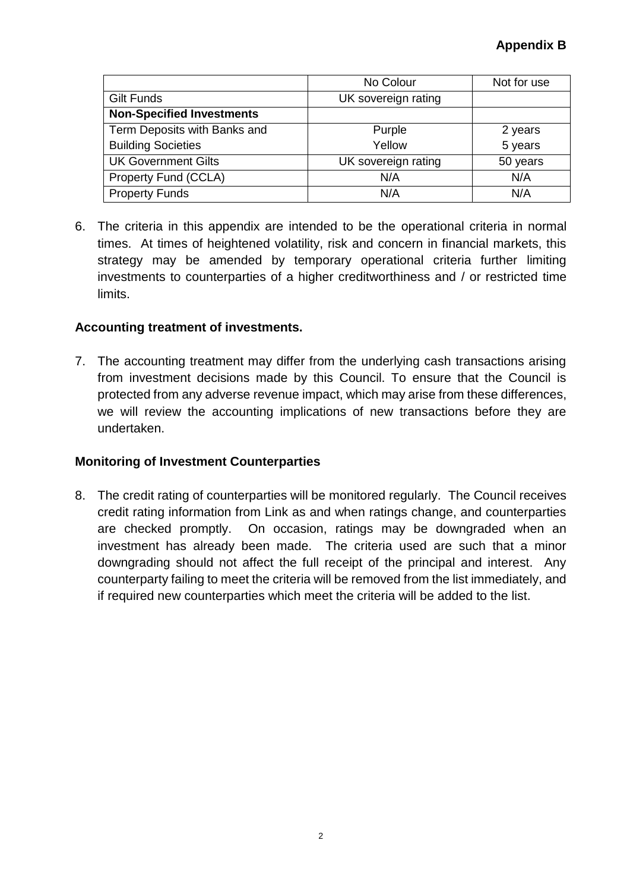**Appendix B**

| | No Colour | Not for use |
|---|---|---|
| Gilt Funds | UK sovereign rating | |
| **Non-Specified Investments** | | |
| Term Deposits with Banks and Building Societies | Purple<br>Yellow | 2 years<br>5 years |
| UK Government Gilts | UK sovereign rating | 50 years |
| Property Fund (CCLA) | N/A | N/A |
| Property Funds | N/A | N/A |

6. The criteria in this appendix are intended to be the operational criteria in normal times. At times of heightened volatility, risk and concern in financial markets, this strategy may be amended by temporary operational criteria further limiting investments to counterparties of a higher creditworthiness and / or restricted time limits.

**Accounting treatment of investments.**

7. The accounting treatment may differ from the underlying cash transactions arising from investment decisions made by this Council. To ensure that the Council is protected from any adverse revenue impact, which may arise from these differences, we will review the accounting implications of new transactions before they are undertaken.

**Monitoring of Investment Counterparties**

8. The credit rating of counterparties will be monitored regularly. The Council receives credit rating information from Link as and when ratings change, and counterparties are checked promptly. On occasion, ratings may be downgraded when an investment has already been made. The criteria used are such that a minor downgrading should not affect the full receipt of the principal and interest. Any counterparty failing to meet the criteria will be removed from the list immediately, and if required new counterparties which meet the criteria will be added to the list.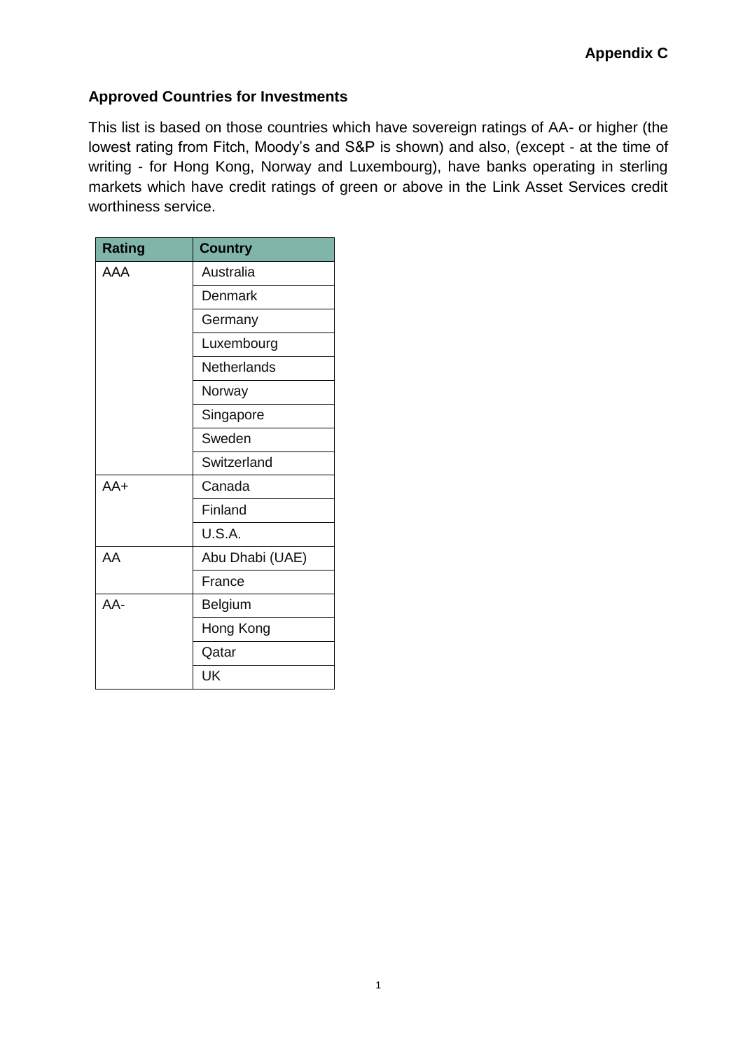**Appendix C**

## Approved Countries for Investments

This list is based on those countries which have sovereign ratings of AA- or higher (the lowest rating from Fitch, Moody's and S&P is shown) and also, (except - at the time of writing - for Hong Kong, Norway and Luxembourg), have banks operating in sterling markets which have credit ratings of green or above in the Link Asset Services credit worthiness service.

| Rating | Country |
|---|---|
| AAA | Australia |
| | Denmark |
| | Germany |
| | Luxembourg |
| | Netherlands |
| | Norway |
| | Singapore |
| | Sweden |
| | Switzerland |
| AA+ | Canada |
| | Finland |
| | U.S.A. |
| AA | Abu Dhabi (UAE) |
| | France |
| AA- | Belgium |
| | Hong Kong |
| | Qatar |
| | UK |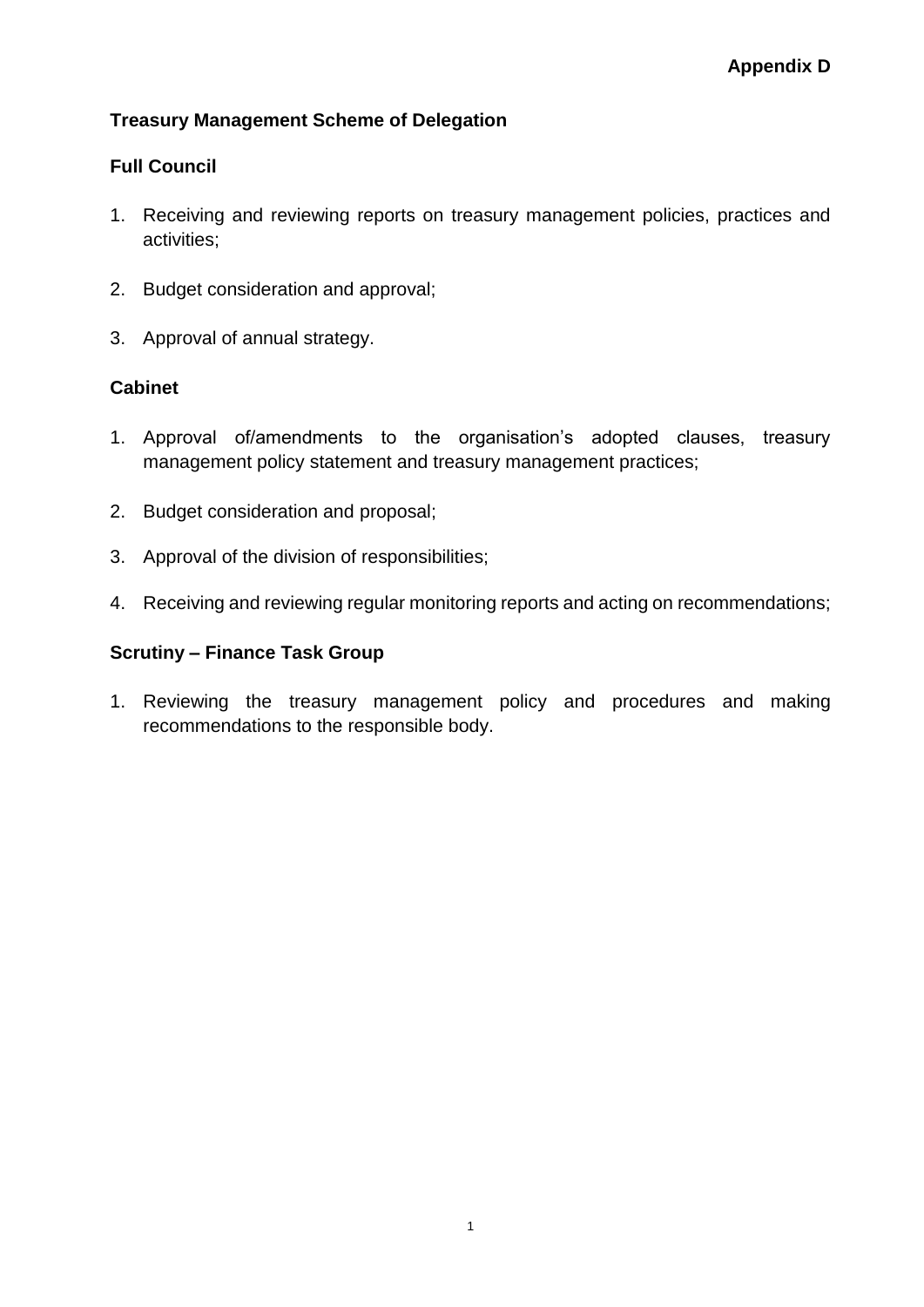**Appendix D**

## Treasury Management Scheme of Delegation

### Full Council

1. Receiving and reviewing reports on treasury management policies, practices and activities;
2. Budget consideration and approval;
3. Approval of annual strategy.

### Cabinet

1. Approval of/amendments to the organisation's adopted clauses, treasury management policy statement and treasury management practices;
2. Budget consideration and proposal;
3. Approval of the division of responsibilities;
4. Receiving and reviewing regular monitoring reports and acting on recommendations;

### Scrutiny – Finance Task Group

1. Reviewing the treasury management policy and procedures and making recommendations to the responsible body.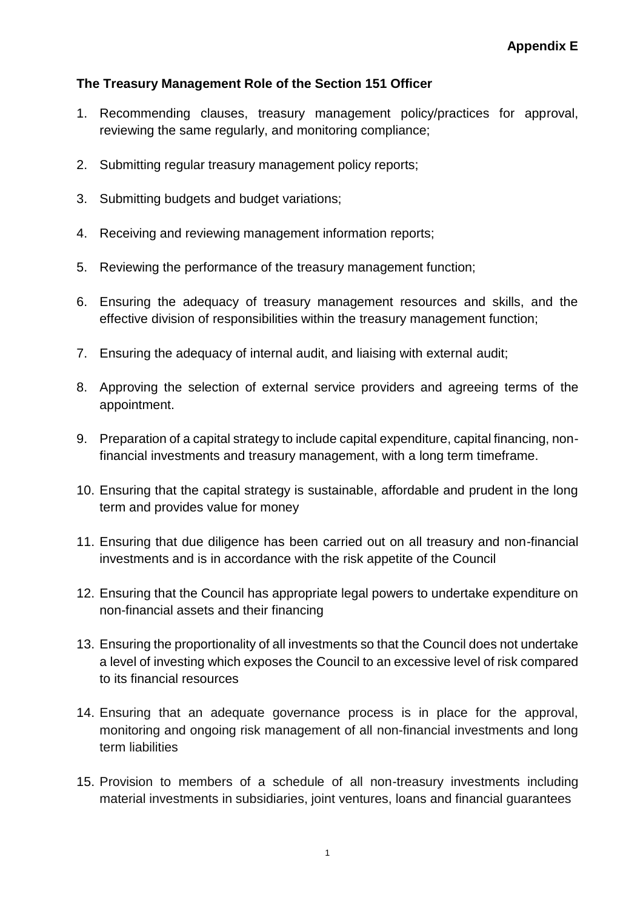**Appendix E**

## The Treasury Management Role of the Section 151 Officer

1. Recommending clauses, treasury management policy/practices for approval, reviewing the same regularly, and monitoring compliance;
2. Submitting regular treasury management policy reports;
3. Submitting budgets and budget variations;
4. Receiving and reviewing management information reports;
5. Reviewing the performance of the treasury management function;
6. Ensuring the adequacy of treasury management resources and skills, and the effective division of responsibilities within the treasury management function;
7. Ensuring the adequacy of internal audit, and liaising with external audit;
8. Approving the selection of external service providers and agreeing terms of the appointment.
9. Preparation of a capital strategy to include capital expenditure, capital financing, non-financial investments and treasury management, with a long term timeframe.
10. Ensuring that the capital strategy is sustainable, affordable and prudent in the long term and provides value for money
11. Ensuring that due diligence has been carried out on all treasury and non-financial investments and is in accordance with the risk appetite of the Council
12. Ensuring that the Council has appropriate legal powers to undertake expenditure on non-financial assets and their financing
13. Ensuring the proportionality of all investments so that the Council does not undertake a level of investing which exposes the Council to an excessive level of risk compared to its financial resources
14. Ensuring that an adequate governance process is in place for the approval, monitoring and ongoing risk management of all non-financial investments and long term liabilities
15. Provision to members of a schedule of all non-treasury investments including material investments in subsidiaries, joint ventures, loans and financial guarantees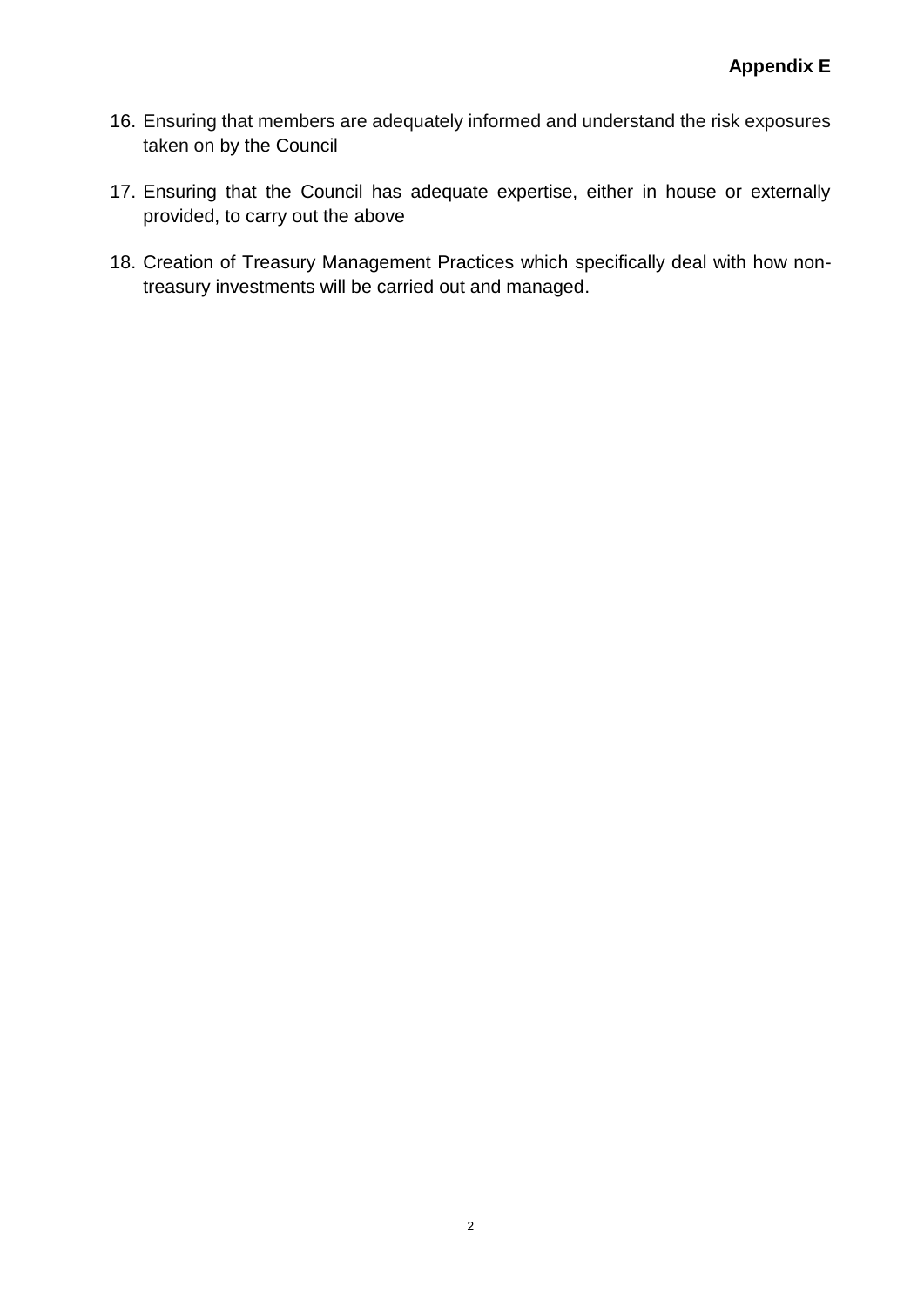**Appendix E**

16. Ensuring that members are adequately informed and understand the risk exposures taken on by the Council

17. Ensuring that the Council has adequate expertise, either in house or externally provided, to carry out the above

18. Creation of Treasury Management Practices which specifically deal with how non-treasury investments will be carried out and managed.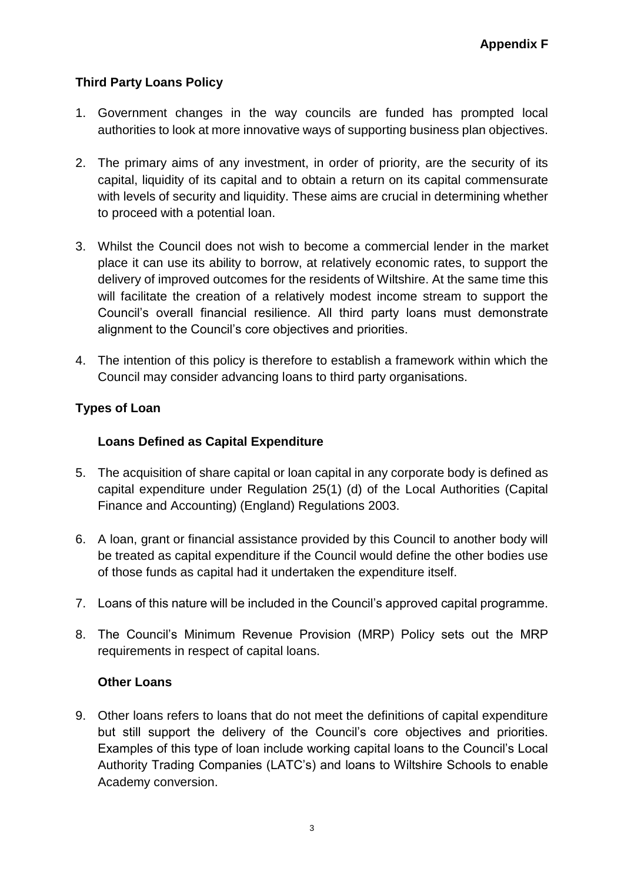**Appendix F**

## Third Party Loans Policy

1. Government changes in the way councils are funded has prompted local authorities to look at more innovative ways of supporting business plan objectives.
2. The primary aims of any investment, in order of priority, are the security of its capital, liquidity of its capital and to obtain a return on its capital commensurate with levels of security and liquidity. These aims are crucial in determining whether to proceed with a potential loan.
3. Whilst the Council does not wish to become a commercial lender in the market place it can use its ability to borrow, at relatively economic rates, to support the delivery of improved outcomes for the residents of Wiltshire. At the same time this will facilitate the creation of a relatively modest income stream to support the Council's overall financial resilience. All third party loans must demonstrate alignment to the Council's core objectives and priorities.
4. The intention of this policy is therefore to establish a framework within which the Council may consider advancing loans to third party organisations.

## Types of Loan

### Loans Defined as Capital Expenditure

5. The acquisition of share capital or loan capital in any corporate body is defined as capital expenditure under Regulation 25(1) (d) of the Local Authorities (Capital Finance and Accounting) (England) Regulations 2003.
6. A loan, grant or financial assistance provided by this Council to another body will be treated as capital expenditure if the Council would define the other bodies use of those funds as capital had it undertaken the expenditure itself.
7. Loans of this nature will be included in the Council's approved capital programme.
8. The Council's Minimum Revenue Provision (MRP) Policy sets out the MRP requirements in respect of capital loans.

### Other Loans

9. Other loans refers to loans that do not meet the definitions of capital expenditure but still support the delivery of the Council's core objectives and priorities. Examples of this type of loan include working capital loans to the Council's Local Authority Trading Companies (LATC's) and loans to Wiltshire Schools to enable Academy conversion.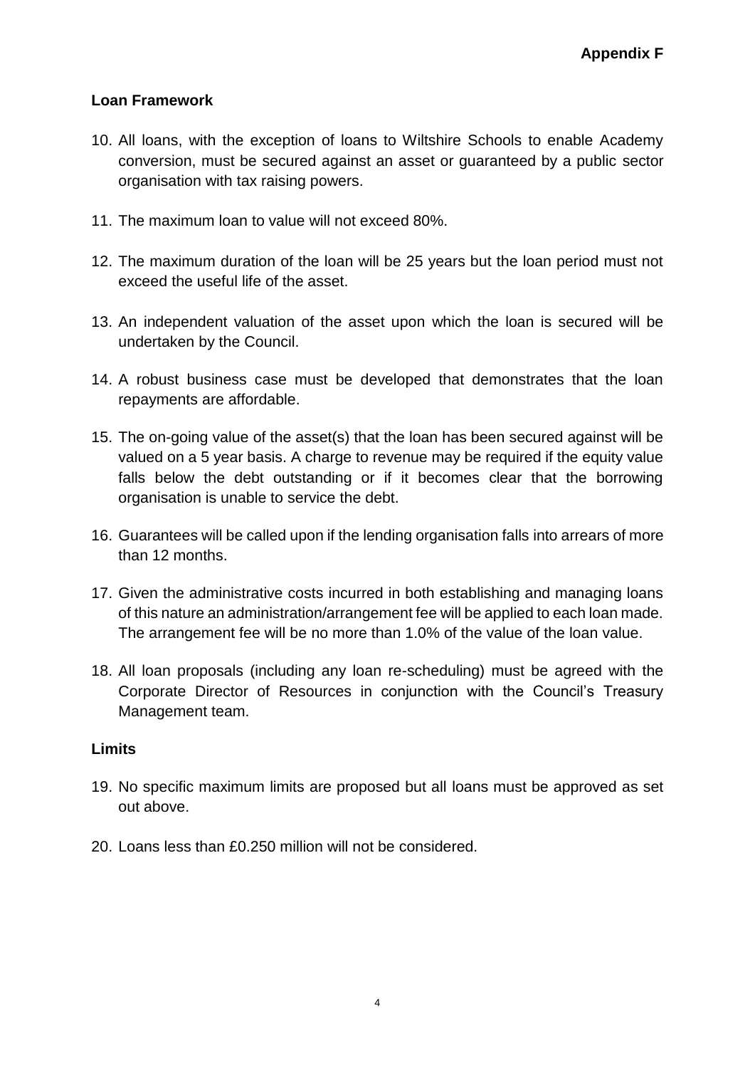**Appendix F**

### Loan Framework

10. All loans, with the exception of loans to Wiltshire Schools to enable Academy conversion, must be secured against an asset or guaranteed by a public sector organisation with tax raising powers.

11. The maximum loan to value will not exceed 80%.

12. The maximum duration of the loan will be 25 years but the loan period must not exceed the useful life of the asset.

13. An independent valuation of the asset upon which the loan is secured will be undertaken by the Council.

14. A robust business case must be developed that demonstrates that the loan repayments are affordable.

15. The on-going value of the asset(s) that the loan has been secured against will be valued on a 5 year basis. A charge to revenue may be required if the equity value falls below the debt outstanding or if it becomes clear that the borrowing organisation is unable to service the debt.

16. Guarantees will be called upon if the lending organisation falls into arrears of more than 12 months.

17. Given the administrative costs incurred in both establishing and managing loans of this nature an administration/arrangement fee will be applied to each loan made. The arrangement fee will be no more than 1.0% of the value of the loan value.

18. All loan proposals (including any loan re-scheduling) must be agreed with the Corporate Director of Resources in conjunction with the Council's Treasury Management team.

### Limits

19. No specific maximum limits are proposed but all loans must be approved as set out above.

20. Loans less than £0.250 million will not be considered.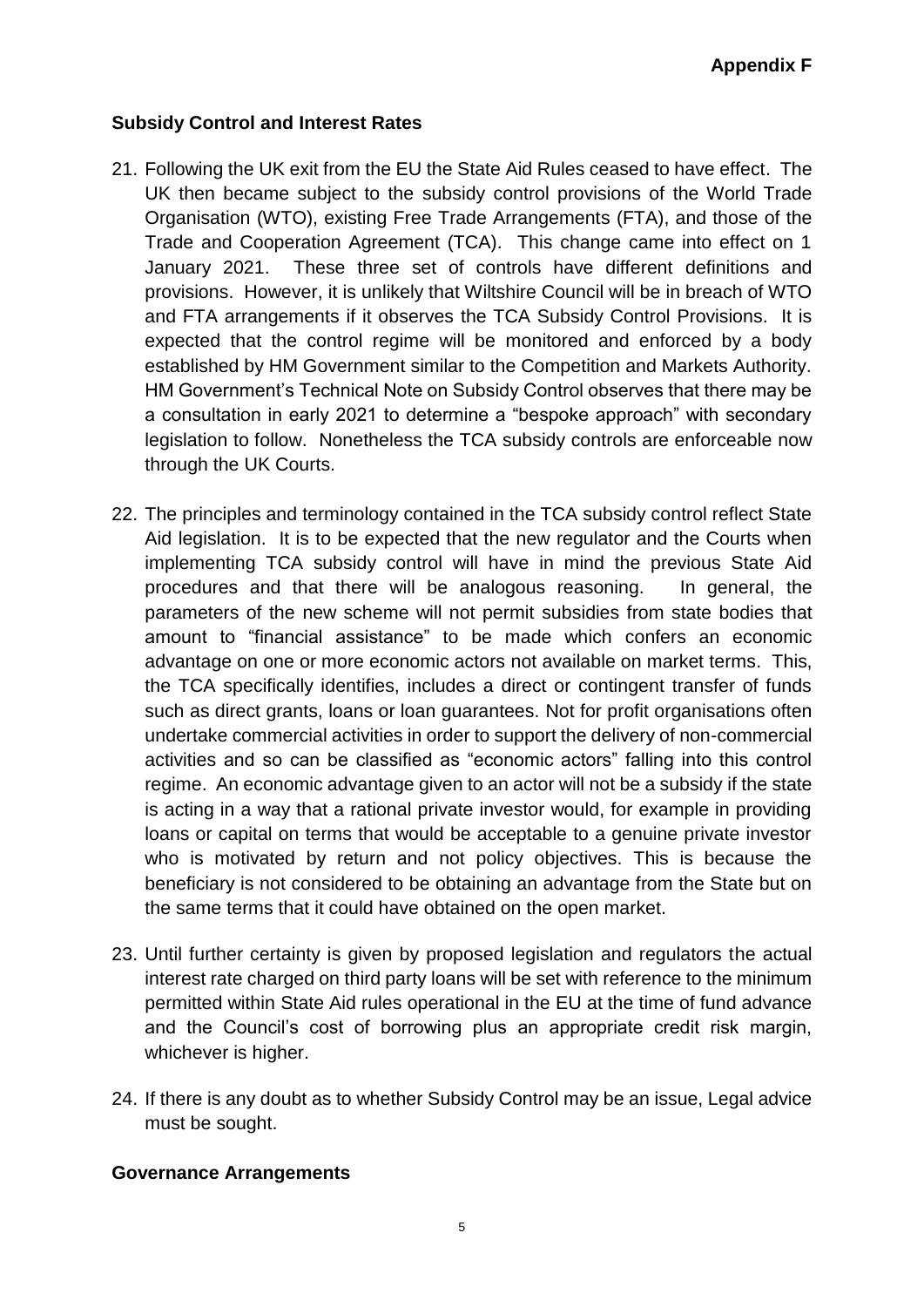**Appendix F**

## Subsidy Control and Interest Rates

21. Following the UK exit from the EU the State Aid Rules ceased to have effect. The UK then became subject to the subsidy control provisions of the World Trade Organisation (WTO), existing Free Trade Arrangements (FTA), and those of the Trade and Cooperation Agreement (TCA). This change came into effect on 1 January 2021. These three set of controls have different definitions and provisions. However, it is unlikely that Wiltshire Council will be in breach of WTO and FTA arrangements if it observes the TCA Subsidy Control Provisions. It is expected that the control regime will be monitored and enforced by a body established by HM Government similar to the Competition and Markets Authority. HM Government's Technical Note on Subsidy Control observes that there may be a consultation in early 2021 to determine a "bespoke approach" with secondary legislation to follow. Nonetheless the TCA subsidy controls are enforceable now through the UK Courts.

22. The principles and terminology contained in the TCA subsidy control reflect State Aid legislation. It is to be expected that the new regulator and the Courts when implementing TCA subsidy control will have in mind the previous State Aid procedures and that there will be analogous reasoning. In general, the parameters of the new scheme will not permit subsidies from state bodies that amount to "financial assistance" to be made which confers an economic advantage on one or more economic actors not available on market terms. This, the TCA specifically identifies, includes a direct or contingent transfer of funds such as direct grants, loans or loan guarantees. Not for profit organisations often undertake commercial activities in order to support the delivery of non-commercial activities and so can be classified as "economic actors" falling into this control regime. An economic advantage given to an actor will not be a subsidy if the state is acting in a way that a rational private investor would, for example in providing loans or capital on terms that would be acceptable to a genuine private investor who is motivated by return and not policy objectives. This is because the beneficiary is not considered to be obtaining an advantage from the State but on the same terms that it could have obtained on the open market.

23. Until further certainty is given by proposed legislation and regulators the actual interest rate charged on third party loans will be set with reference to the minimum permitted within State Aid rules operational in the EU at the time of fund advance and the Council's cost of borrowing plus an appropriate credit risk margin, whichever is higher.

24. If there is any doubt as to whether Subsidy Control may be an issue, Legal advice must be sought.

## Governance Arrangements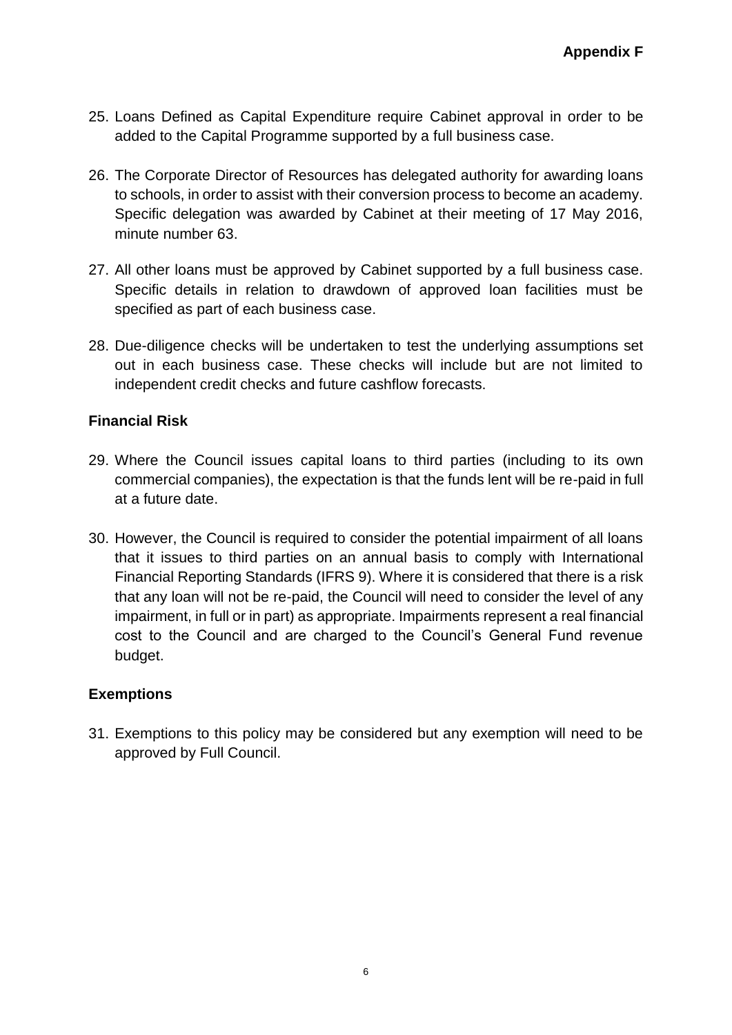**Appendix F**

25. Loans Defined as Capital Expenditure require Cabinet approval in order to be added to the Capital Programme supported by a full business case.

26. The Corporate Director of Resources has delegated authority for awarding loans to schools, in order to assist with their conversion process to become an academy. Specific delegation was awarded by Cabinet at their meeting of 17 May 2016, minute number 63.

27. All other loans must be approved by Cabinet supported by a full business case. Specific details in relation to drawdown of approved loan facilities must be specified as part of each business case.

28. Due-diligence checks will be undertaken to test the underlying assumptions set out in each business case. These checks will include but are not limited to independent credit checks and future cashflow forecasts.

**Financial Risk**

29. Where the Council issues capital loans to third parties (including to its own commercial companies), the expectation is that the funds lent will be re-paid in full at a future date.

30. However, the Council is required to consider the potential impairment of all loans that it issues to third parties on an annual basis to comply with International Financial Reporting Standards (IFRS 9). Where it is considered that there is a risk that any loan will not be re-paid, the Council will need to consider the level of any impairment, in full or in part) as appropriate. Impairments represent a real financial cost to the Council and are charged to the Council's General Fund revenue budget.

**Exemptions**

31. Exemptions to this policy may be considered but any exemption will need to be approved by Full Council.